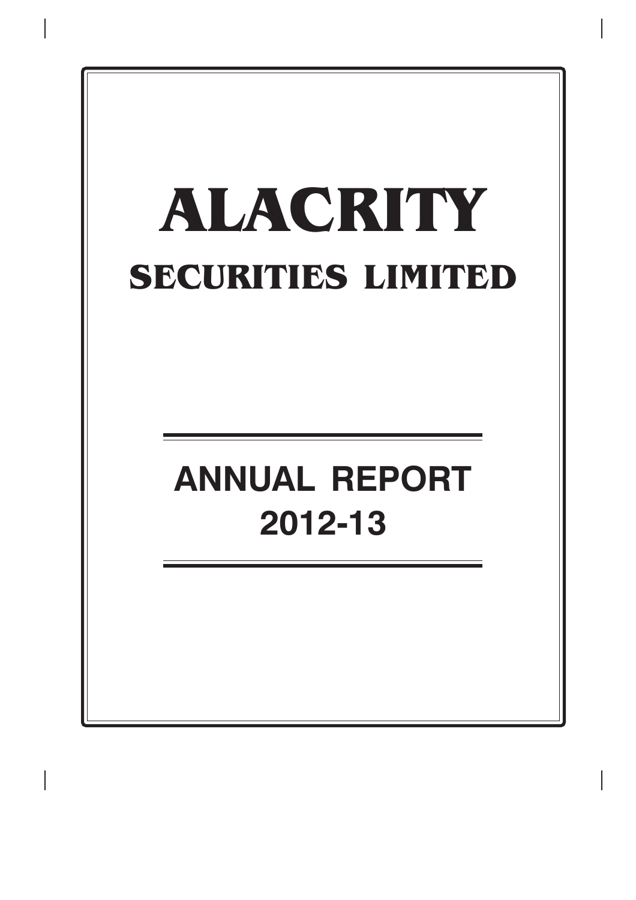# ALACRITY

## SECURITIES LIMITED

---

# ANNUAL REPORT

# 2012-13

---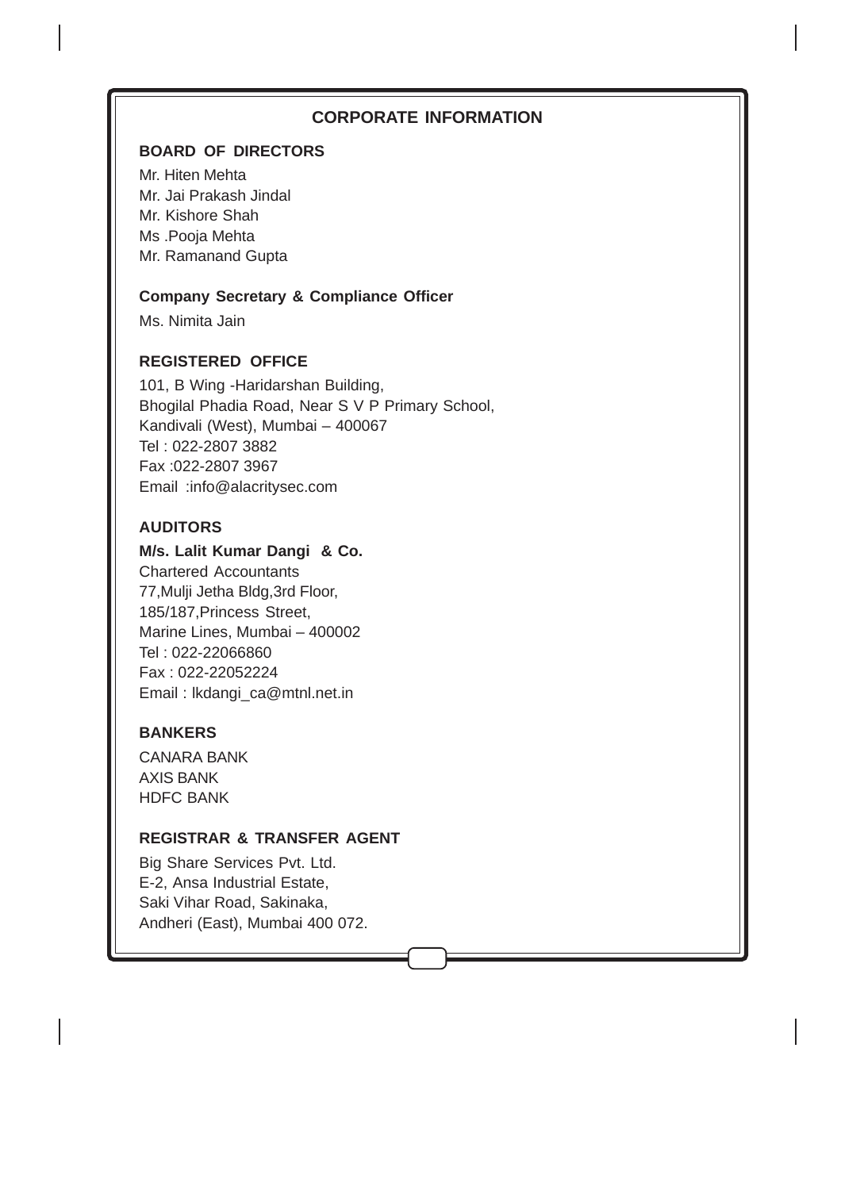# CORPORATE INFORMATION

## BOARD OF DIRECTORS

Mr. Hiten Mehta
Mr. Jai Prakash Jindal
Mr. Kishore Shah
Ms .Pooja Mehta
Mr. Ramanand Gupta

## Company Secretary & Compliance Officer

Ms. Nimita Jain

## REGISTERED OFFICE

101, B Wing -Haridarshan Building,
Bhogilal Phadia Road, Near S V P Primary School,
Kandivali (West), Mumbai – 400067
Tel : 022-2807 3882
Fax :022-2807 3967
Email :info@alacritysec.com

## AUDITORS

**M/s. Lalit Kumar Dangi & Co.**
Chartered Accountants
77,Mulji Jetha Bldg,3rd Floor,
185/187,Princess Street,
Marine Lines, Mumbai – 400002
Tel : 022-22066860
Fax : 022-22052224
Email : lkdangi_ca@mtnl.net.in

## BANKERS

CANARA BANK
AXIS BANK
HDFC BANK

## REGISTRAR & TRANSFER AGENT

Big Share Services Pvt. Ltd.
E-2, Ansa Industrial Estate,
Saki Vihar Road, Sakinaka,
Andheri (East), Mumbai 400 072.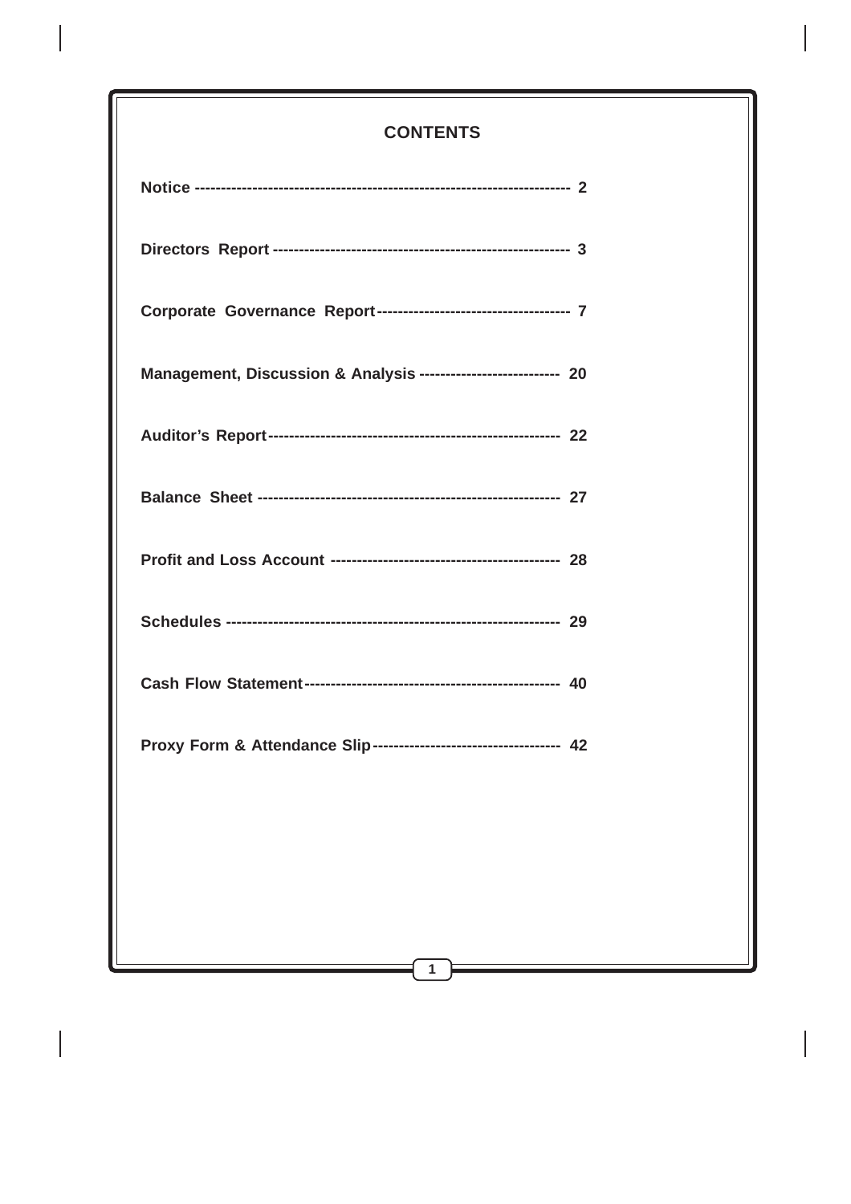## CONTENTS

| | |
|---|---|
| **Notice** | **2** |
| **Directors Report** | **3** |
| **Corporate Governance Report** | **7** |
| **Management, Discussion & Analysis** | **20** |
| **Auditor's Report** | **22** |
| **Balance Sheet** | **27** |
| **Profit and Loss Account** | **28** |
| **Schedules** | **29** |
| **Cash Flow Statement** | **40** |
| **Proxy Form & Attendance Slip** | **42** |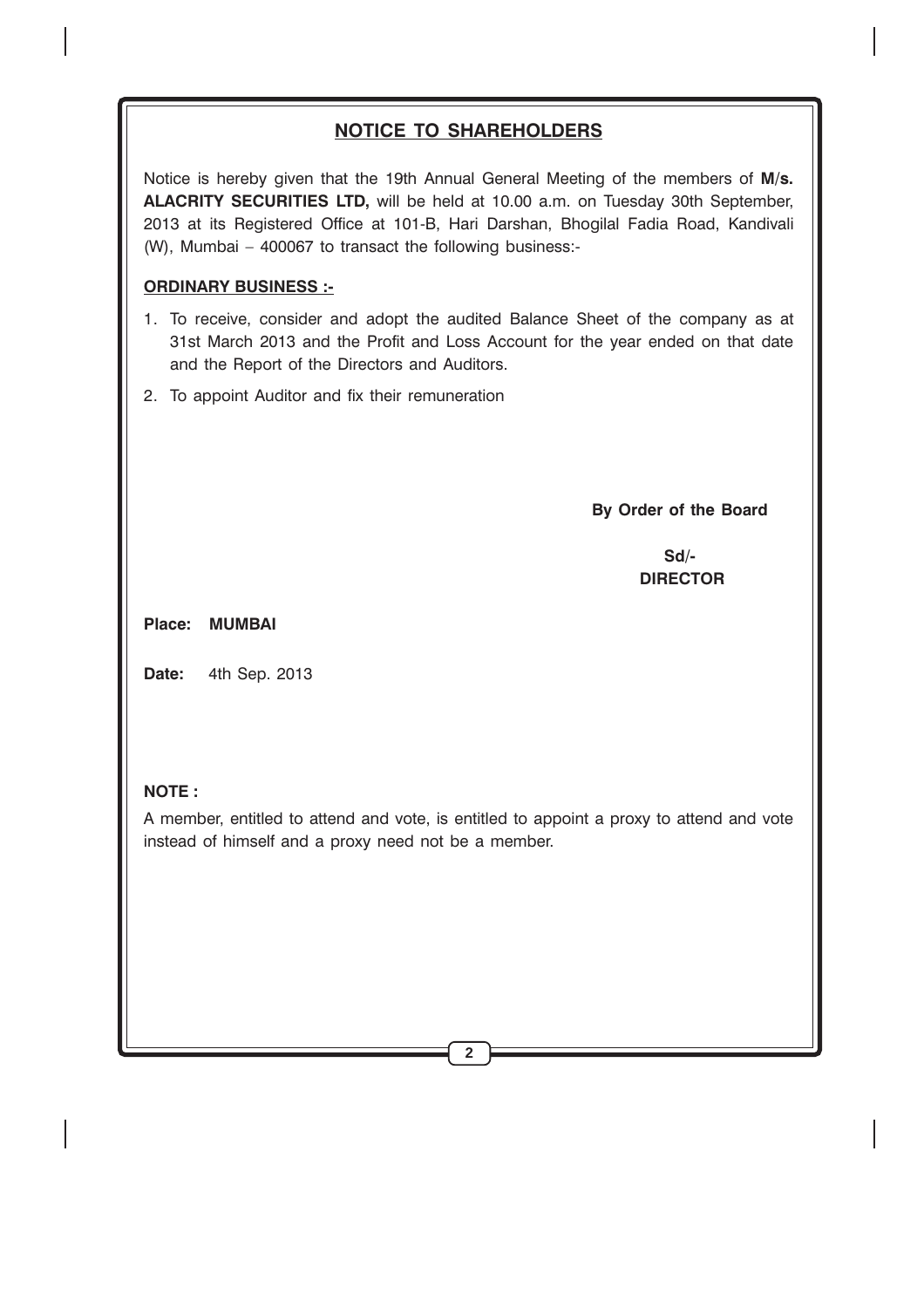## NOTICE TO SHAREHOLDERS

Notice is hereby given that the 19th Annual General Meeting of the members of **M/s. ALACRITY SECURITIES LTD,** will be held at 10.00 a.m. on Tuesday 30th September, 2013 at its Registered Office at 101-B, Hari Darshan, Bhogilal Fadia Road, Kandivali (W), Mumbai – 400067 to transact the following business:-

**ORDINARY BUSINESS :-**

1. To receive, consider and adopt the audited Balance Sheet of the company as at 31st March 2013 and the Profit and Loss Account for the year ended on that date and the Report of the Directors and Auditors.
2. To appoint Auditor and fix their remuneration

**By Order of the Board**

**Sd/-**
**DIRECTOR**

**Place: MUMBAI**

**Date:** 4th Sep. 2013

**NOTE :**

A member, entitled to attend and vote, is entitled to appoint a proxy to attend and vote instead of himself and a proxy need not be a member.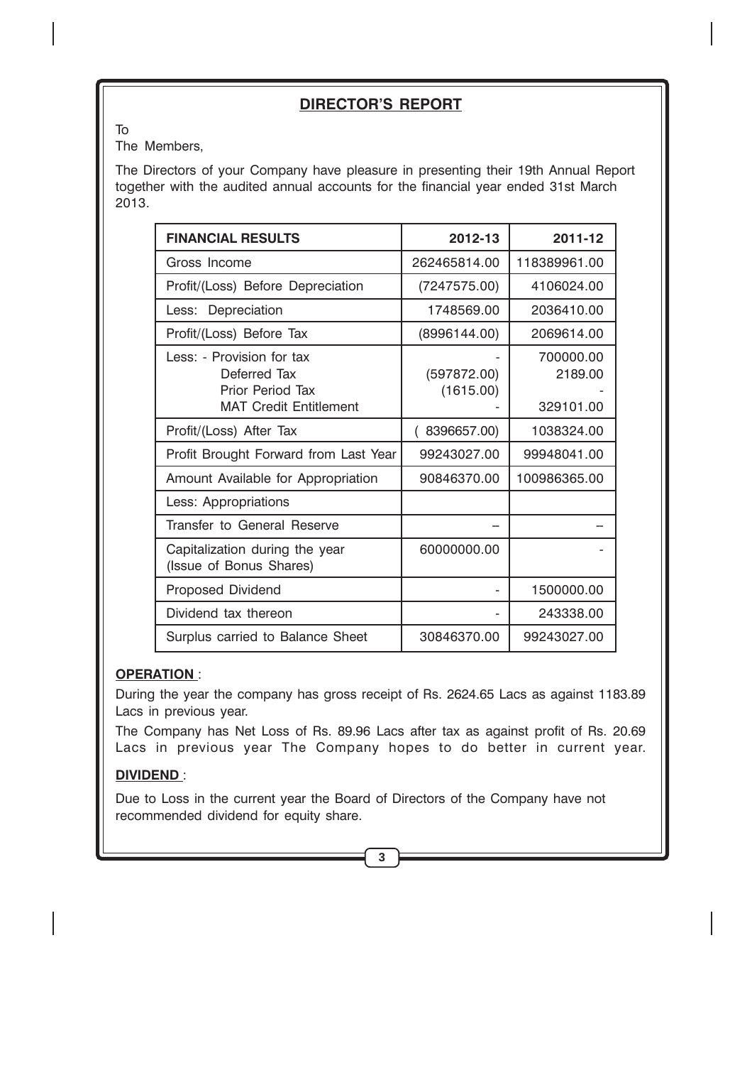## DIRECTOR'S REPORT

To
The Members,

The Directors of your Company have pleasure in presenting their 19th Annual Report together with the audited annual accounts for the financial year ended 31st March 2013.

| FINANCIAL RESULTS | 2012-13 | 2011-12 |
|---|---|---|
| Gross Income | 262465814.00 | 118389961.00 |
| Profit/(Loss) Before Depreciation | (7247575.00) | 4106024.00 |
| Less: Depreciation | 1748569.00 | 2036410.00 |
| Profit/(Loss) Before Tax | (8996144.00) | 2069614.00 |
| Less: - Provision for tax | - | 700000.00 |
| Deferred Tax | (597872.00) | 2189.00 |
| Prior Period Tax | (1615.00) | - |
| MAT Credit Entitlement | - | 329101.00 |
| Profit/(Loss) After Tax | ( 8396657.00) | 1038324.00 |
| Profit Brought Forward from Last Year | 99243027.00 | 99948041.00 |
| Amount Available for Appropriation | 90846370.00 | 100986365.00 |
| Less: Appropriations | | |
| Transfer to General Reserve | – | – |
| Capitalization during the year (Issue of Bonus Shares) | 60000000.00 | - |
| Proposed Dividend | - | 1500000.00 |
| Dividend tax thereon | - | 243338.00 |
| Surplus carried to Balance Sheet | 30846370.00 | 99243027.00 |

**OPERATION** :

During the year the company has gross receipt of Rs. 2624.65 Lacs as against 1183.89 Lacs in previous year.

The Company has Net Loss of Rs. 89.96 Lacs after tax as against profit of Rs. 20.69 Lacs in previous year The Company hopes to do better in current year.

**DIVIDEND** :

Due to Loss in the current year the Board of Directors of the Company have not recommended dividend for equity share.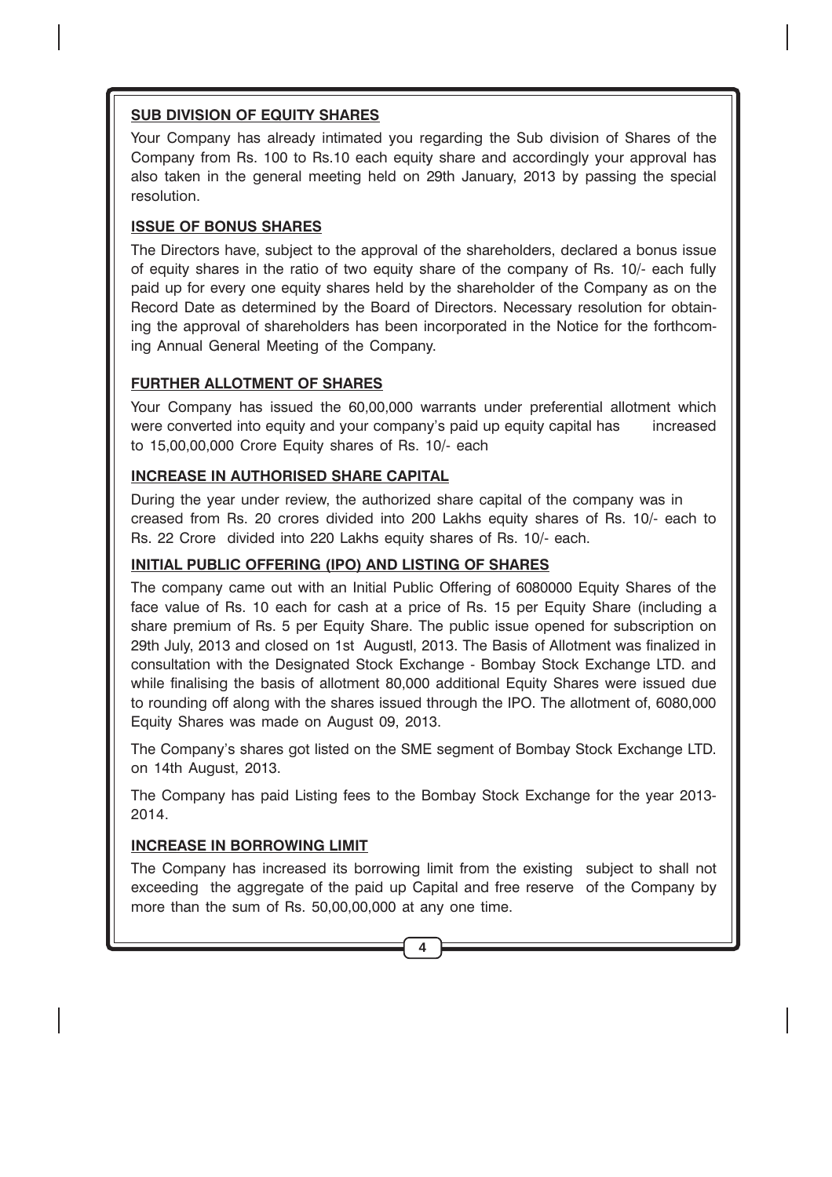**SUB DIVISION OF EQUITY SHARES**

Your Company has already intimated you regarding the Sub division of Shares of the Company from Rs. 100 to Rs.10 each equity share and accordingly your approval has also taken in the general meeting held on 29th January, 2013 by passing the special resolution.

**ISSUE OF BONUS SHARES**

The Directors have, subject to the approval of the shareholders, declared a bonus issue of equity shares in the ratio of two equity share of the company of Rs. 10/- each fully paid up for every one equity shares held by the shareholder of the Company as on the Record Date as determined by the Board of Directors. Necessary resolution for obtaining the approval of shareholders has been incorporated in the Notice for the forthcoming Annual General Meeting of the Company.

**FURTHER ALLOTMENT OF SHARES**

Your Company has issued the 60,00,000 warrants under preferential allotment which were converted into equity and your company's paid up equity capital has increased to 15,00,00,000 Crore Equity shares of Rs. 10/- each

**INCREASE IN AUTHORISED SHARE CAPITAL**

During the year under review, the authorized share capital of the company was in creased from Rs. 20 crores divided into 200 Lakhs equity shares of Rs. 10/- each to Rs. 22 Crore divided into 220 Lakhs equity shares of Rs. 10/- each.

**INITIAL PUBLIC OFFERING (IPO) AND LISTING OF SHARES**

The company came out with an Initial Public Offering of 6080000 Equity Shares of the face value of Rs. 10 each for cash at a price of Rs. 15 per Equity Share (including a share premium of Rs. 5 per Equity Share. The public issue opened for subscription on 29th July, 2013 and closed on 1st Augustl, 2013. The Basis of Allotment was finalized in consultation with the Designated Stock Exchange - Bombay Stock Exchange LTD. and while finalising the basis of allotment 80,000 additional Equity Shares were issued due to rounding off along with the shares issued through the IPO. The allotment of, 6080,000 Equity Shares was made on August 09, 2013.

The Company's shares got listed on the SME segment of Bombay Stock Exchange LTD. on 14th August, 2013.

The Company has paid Listing fees to the Bombay Stock Exchange for the year 2013-2014.

**INCREASE IN BORROWING LIMIT**

The Company has increased its borrowing limit from the existing subject to shall not exceeding the aggregate of the paid up Capital and free reserve of the Company by more than the sum of Rs. 50,00,00,000 at any one time.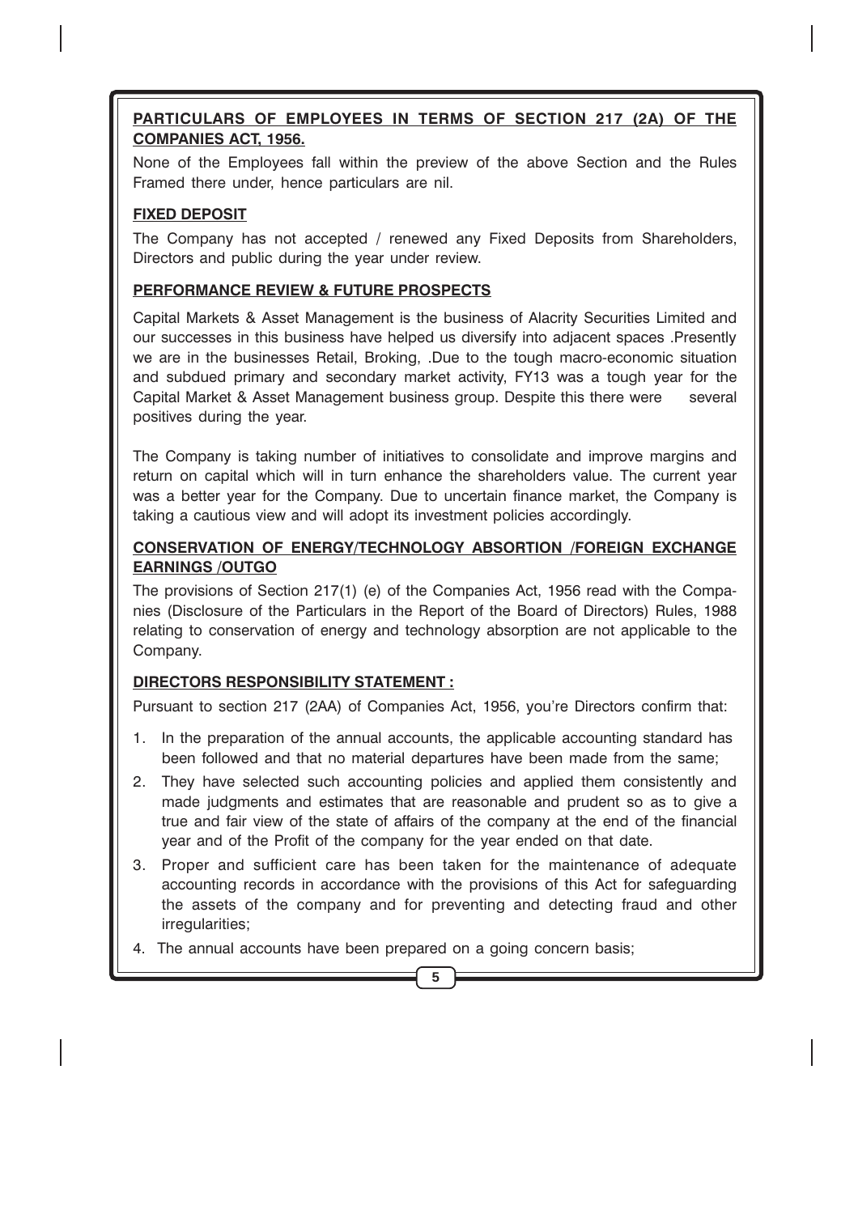## PARTICULARS OF EMPLOYEES IN TERMS OF SECTION 217 (2A) OF THE COMPANIES ACT, 1956.

None of the Employees fall within the preview of the above Section and the Rules Framed there under, hence particulars are nil.

## FIXED DEPOSIT

The Company has not accepted / renewed any Fixed Deposits from Shareholders, Directors and public during the year under review.

## PERFORMANCE REVIEW & FUTURE PROSPECTS

Capital Markets & Asset Management is the business of Alacrity Securities Limited and our successes in this business have helped us diversify into adjacent spaces .Presently we are in the businesses Retail, Broking, .Due to the tough macro-economic situation and subdued primary and secondary market activity, FY13 was a tough year for the Capital Market & Asset Management business group. Despite this there were several positives during the year.

The Company is taking number of initiatives to consolidate and improve margins and return on capital which will in turn enhance the shareholders value. The current year was a better year for the Company. Due to uncertain finance market, the Company is taking a cautious view and will adopt its investment policies accordingly.

## CONSERVATION OF ENERGY/TECHNOLOGY ABSORPTION /FOREIGN EXCHANGE EARNINGS /OUTGO

The provisions of Section 217(1) (e) of the Companies Act, 1956 read with the Companies (Disclosure of the Particulars in the Report of the Board of Directors) Rules, 1988 relating to conservation of energy and technology absorption are not applicable to the Company.

## DIRECTORS RESPONSIBILITY STATEMENT :

Pursuant to section 217 (2AA) of Companies Act, 1956, you're Directors confirm that:

1. In the preparation of the annual accounts, the applicable accounting standard has been followed and that no material departures have been made from the same;
2. They have selected such accounting policies and applied them consistently and made judgments and estimates that are reasonable and prudent so as to give a true and fair view of the state of affairs of the company at the end of the financial year and of the Profit of the company for the year ended on that date.
3. Proper and sufficient care has been taken for the maintenance of adequate accounting records in accordance with the provisions of this Act for safeguarding the assets of the company and for preventing and detecting fraud and other irregularities;
4. The annual accounts have been prepared on a going concern basis;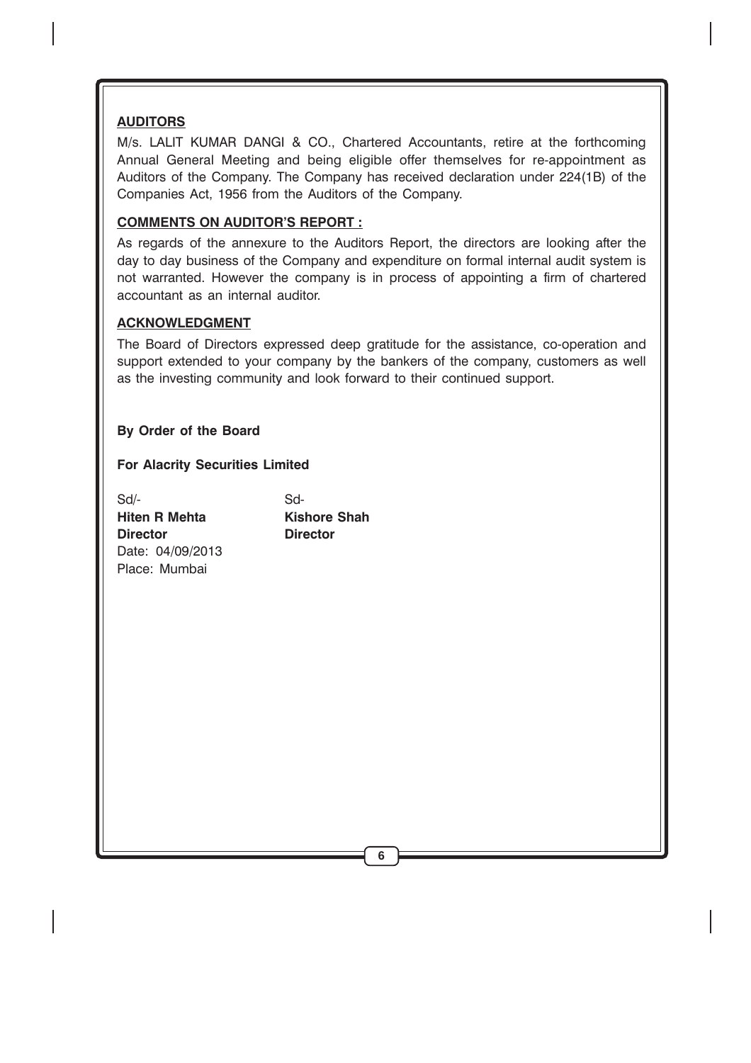## AUDITORS

M/s. LALIT KUMAR DANGI & CO., Chartered Accountants, retire at the forthcoming Annual General Meeting and being eligible offer themselves for re-appointment as Auditors of the Company. The Company has received declaration under 224(1B) of the Companies Act, 1956 from the Auditors of the Company.

## COMMENTS ON AUDITOR'S REPORT :

As regards of the annexure to the Auditors Report, the directors are looking after the day to day business of the Company and expenditure on formal internal audit system is not warranted. However the company is in process of appointing a firm of chartered accountant as an internal auditor.

## ACKNOWLEDGMENT

The Board of Directors expressed deep gratitude for the assistance, co-operation and support extended to your company by the bankers of the company, customers as well as the investing community and look forward to their continued support.

**By Order of the Board**

**For Alacrity Securities Limited**

| Sd/- | Sd- |
|---|---|
| **Hiten R Mehta** | **Kishore Shah** |
| **Director** | **Director** |

Date: 04/09/2013
Place: Mumbai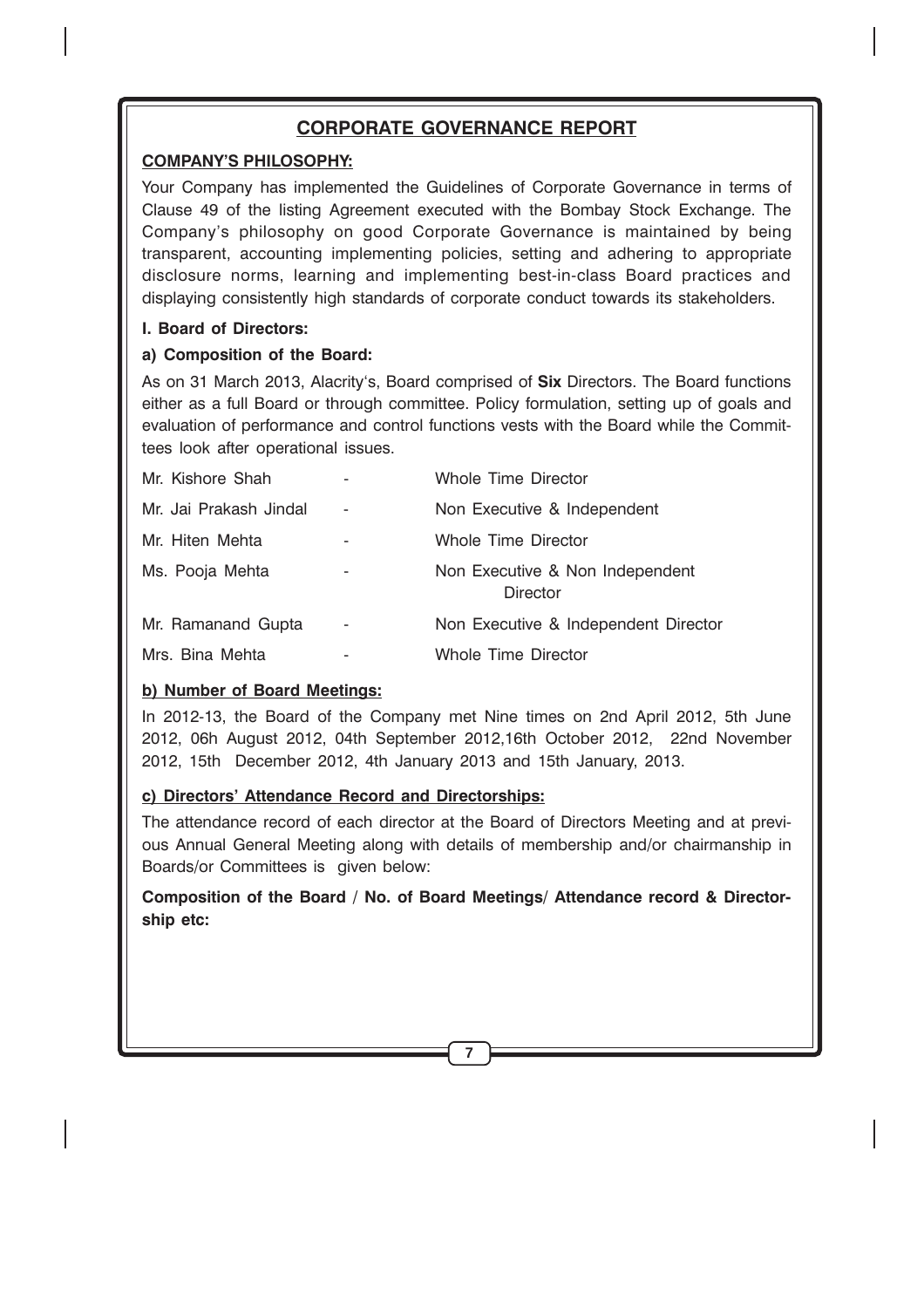## CORPORATE GOVERNANCE REPORT

**COMPANY'S PHILOSOPHY:**

Your Company has implemented the Guidelines of Corporate Governance in terms of Clause 49 of the listing Agreement executed with the Bombay Stock Exchange. The Company's philosophy on good Corporate Governance is maintained by being transparent, accounting implementing policies, setting and adhering to appropriate disclosure norms, learning and implementing best-in-class Board practices and displaying consistently high standards of corporate conduct towards its stakeholders.

**I. Board of Directors:**

**a) Composition of the Board:**

As on 31 March 2013, Alacrity's, Board comprised of **Six** Directors. The Board functions either as a full Board or through committee. Policy formulation, setting up of goals and evaluation of performance and control functions vests with the Board while the Committees look after operational issues.

| | | |
|---|---|---|
| Mr. Kishore Shah | - | Whole Time Director |
| Mr. Jai Prakash Jindal | - | Non Executive & Independent |
| Mr. Hiten Mehta | - | Whole Time Director |
| Ms. Pooja Mehta | - | Non Executive & Non Independent Director |
| Mr. Ramanand Gupta | - | Non Executive & Independent Director |
| Mrs. Bina Mehta | - | Whole Time Director |

**b) Number of Board Meetings:**

In 2012-13, the Board of the Company met Nine times on 2nd April 2012, 5th June 2012, 06h August 2012, 04th September 2012,16th October 2012, 22nd November 2012, 15th December 2012, 4th January 2013 and 15th January, 2013.

**c) Directors' Attendance Record and Directorships:**

The attendance record of each director at the Board of Directors Meeting and at previous Annual General Meeting along with details of membership and/or chairmanship in Boards/or Committees is given below:

**Composition of the Board / No. of Board Meetings/ Attendance record & Directorship etc:**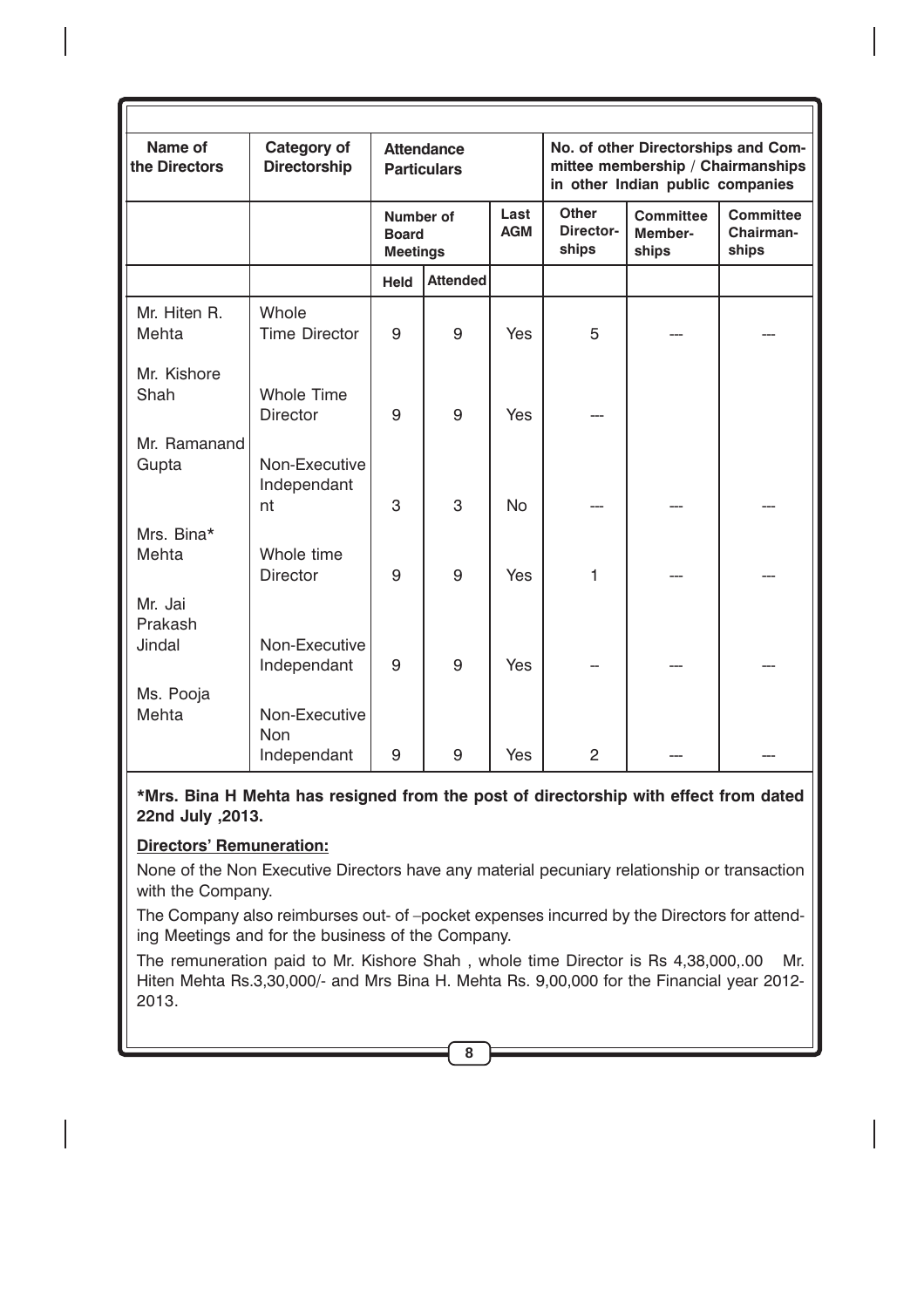| Name of the Directors | Category of Directorship | Attendance Particulars | | | No. of other Directorships and Committee membership / Chairmanships in other Indian public companies | | |
|---|---|---|---|---|---|---|---|
| | | Number of Board Meetings | | Last AGM | Other Directorships | Committee Memberships | Committee Chairmanships |
| | | Held | Attended | | | | |
| Mr. Hiten R. Mehta | Whole Time Director | 9 | 9 | Yes | 5 | --- | --- |
| Mr. Kishore Shah | Whole Time Director | 9 | 9 | Yes | --- | | |
| Mr. Ramanand Gupta | Non-Executive Independant nt | 3 | 3 | No | --- | --- | --- |
| Mrs. Bina* Mehta | Whole time Director | 9 | 9 | Yes | 1 | --- | --- |
| Mr. Jai Prakash Jindal | Non-Executive Independant | 9 | 9 | Yes | -- | --- | --- |
| Ms. Pooja Mehta | Non-Executive Non Independant | 9 | 9 | Yes | 2 | --- | --- |

**\*Mrs. Bina H Mehta has resigned from the post of directorship with effect from dated 22nd July ,2013.**

**Directors' Remuneration:**

None of the Non Executive Directors have any material pecuniary relationship or transaction with the Company.

The Company also reimburses out- of –pocket expenses incurred by the Directors for attending Meetings and for the business of the Company.

The remuneration paid to Mr. Kishore Shah , whole time Director is Rs 4,38,000,.00 Mr. Hiten Mehta Rs.3,30,000/- and Mrs Bina H. Mehta Rs. 9,00,000 for the Financial year 2012-2013.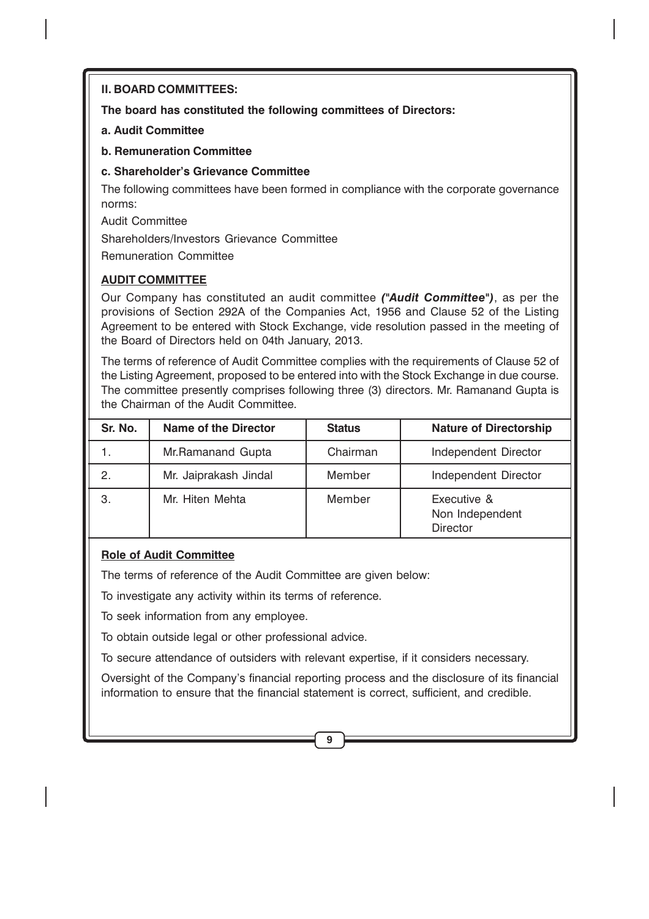## II. BOARD COMMITTEES:

**The board has constituted the following committees of Directors:**

**a. Audit Committee**

**b. Remuneration Committee**

**c. Shareholder's Grievance Committee**

The following committees have been formed in compliance with the corporate governance norms:

Audit Committee

Shareholders/Investors Grievance Committee

Remuneration Committee

### AUDIT COMMITTEE

Our Company has constituted an audit committee ***("Audit Committee")***, as per the provisions of Section 292A of the Companies Act, 1956 and Clause 52 of the Listing Agreement to be entered with Stock Exchange, vide resolution passed in the meeting of the Board of Directors held on 04th January, 2013.

The terms of reference of Audit Committee complies with the requirements of Clause 52 of the Listing Agreement, proposed to be entered into with the Stock Exchange in due course. The committee presently comprises following three (3) directors. Mr. Ramanand Gupta is the Chairman of the Audit Committee.

| Sr. No. | Name of the Director | Status | Nature of Directorship |
|---|---|---|---|
| 1. | Mr.Ramanand Gupta | Chairman | Independent Director |
| 2. | Mr. Jaiprakash Jindal | Member | Independent Director |
| 3. | Mr. Hiten Mehta | Member | Executive & Non Independent Director |

#### Role of Audit Committee

The terms of reference of the Audit Committee are given below:

To investigate any activity within its terms of reference.

To seek information from any employee.

To obtain outside legal or other professional advice.

To secure attendance of outsiders with relevant expertise, if it considers necessary.

Oversight of the Company's financial reporting process and the disclosure of its financial information to ensure that the financial statement is correct, sufficient, and credible.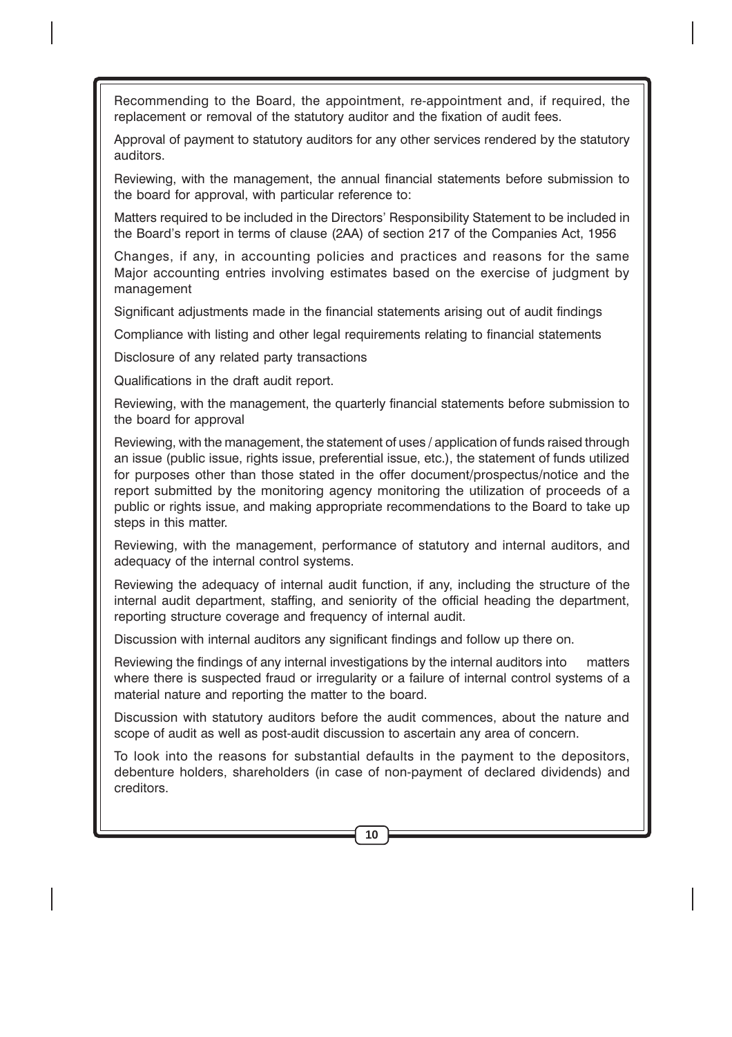Recommending to the Board, the appointment, re-appointment and, if required, the replacement or removal of the statutory auditor and the fixation of audit fees.

Approval of payment to statutory auditors for any other services rendered by the statutory auditors.

Reviewing, with the management, the annual financial statements before submission to the board for approval, with particular reference to:

Matters required to be included in the Directors' Responsibility Statement to be included in the Board's report in terms of clause (2AA) of section 217 of the Companies Act, 1956

Changes, if any, in accounting policies and practices and reasons for the same Major accounting entries involving estimates based on the exercise of judgment by management

Significant adjustments made in the financial statements arising out of audit findings

Compliance with listing and other legal requirements relating to financial statements

Disclosure of any related party transactions

Qualifications in the draft audit report.

Reviewing, with the management, the quarterly financial statements before submission to the board for approval

Reviewing, with the management, the statement of uses / application of funds raised through an issue (public issue, rights issue, preferential issue, etc.), the statement of funds utilized for purposes other than those stated in the offer document/prospectus/notice and the report submitted by the monitoring agency monitoring the utilization of proceeds of a public or rights issue, and making appropriate recommendations to the Board to take up steps in this matter.

Reviewing, with the management, performance of statutory and internal auditors, and adequacy of the internal control systems.

Reviewing the adequacy of internal audit function, if any, including the structure of the internal audit department, staffing, and seniority of the official heading the department, reporting structure coverage and frequency of internal audit.

Discussion with internal auditors any significant findings and follow up there on.

Reviewing the findings of any internal investigations by the internal auditors into matters where there is suspected fraud or irregularity or a failure of internal control systems of a material nature and reporting the matter to the board.

Discussion with statutory auditors before the audit commences, about the nature and scope of audit as well as post-audit discussion to ascertain any area of concern.

To look into the reasons for substantial defaults in the payment to the depositors, debenture holders, shareholders (in case of non-payment of declared dividends) and creditors.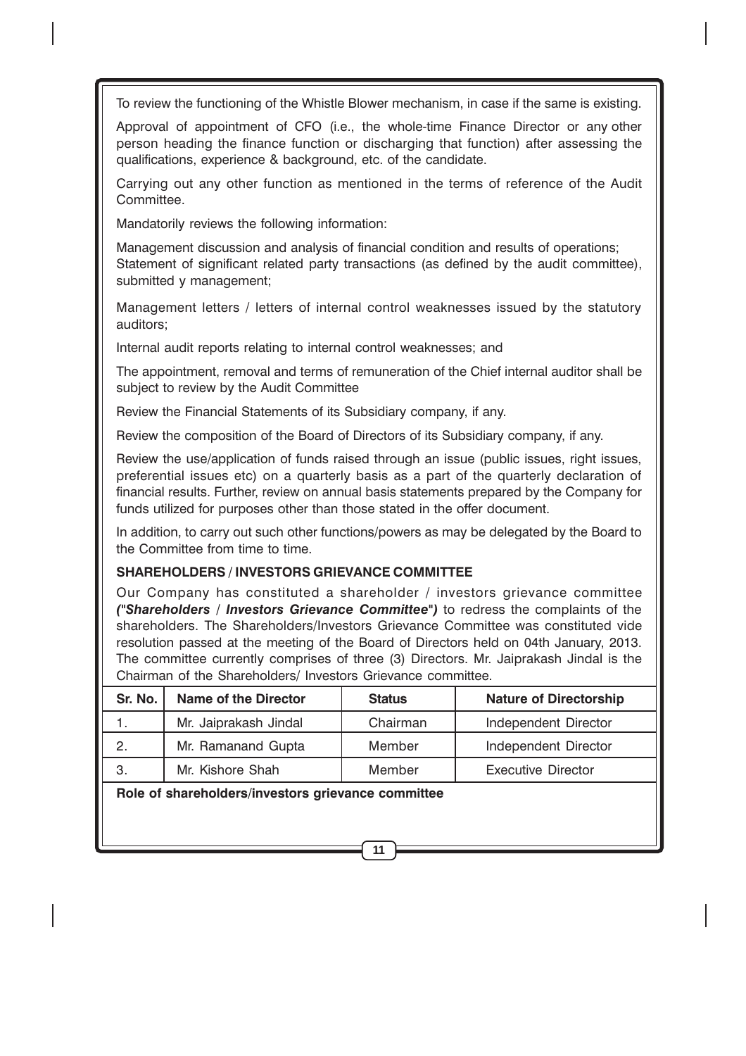To review the functioning of the Whistle Blower mechanism, in case if the same is existing.

Approval of appointment of CFO (i.e., the whole-time Finance Director or any other person heading the finance function or discharging that function) after assessing the qualifications, experience & background, etc. of the candidate.

Carrying out any other function as mentioned in the terms of reference of the Audit Committee.

Mandatorily reviews the following information:

Management discussion and analysis of financial condition and results of operations;
Statement of significant related party transactions (as defined by the audit committee), submitted y management;

Management letters / letters of internal control weaknesses issued by the statutory auditors;

Internal audit reports relating to internal control weaknesses; and

The appointment, removal and terms of remuneration of the Chief internal auditor shall be subject to review by the Audit Committee

Review the Financial Statements of its Subsidiary company, if any.

Review the composition of the Board of Directors of its Subsidiary company, if any.

Review the use/application of funds raised through an issue (public issues, right issues, preferential issues etc) on a quarterly basis as a part of the quarterly declaration of financial results. Further, review on annual basis statements prepared by the Company for funds utilized for purposes other than those stated in the offer document.

In addition, to carry out such other functions/powers as may be delegated by the Board to the Committee from time to time.

**SHAREHOLDERS / INVESTORS GRIEVANCE COMMITTEE**

Our Company has constituted a shareholder / investors grievance committee ***("Shareholders / Investors Grievance Committee")*** to redress the complaints of the shareholders. The Shareholders/Investors Grievance Committee was constituted vide resolution passed at the meeting of the Board of Directors held on 04th January, 2013. The committee currently comprises of three (3) Directors. Mr. Jaiprakash Jindal is the Chairman of the Shareholders/ Investors Grievance committee.

| Sr. No. | Name of the Director | Status | Nature of Directorship |
|---|---|---|---|
| 1. | Mr. Jaiprakash Jindal | Chairman | Independent Director |
| 2. | Mr. Ramanand Gupta | Member | Independent Director |
| 3. | Mr. Kishore Shah | Member | Executive Director |

**Role of shareholders/investors grievance committee**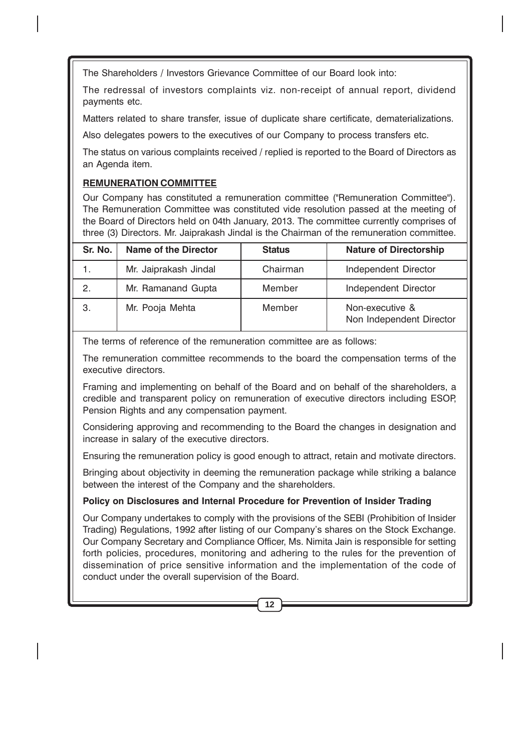The Shareholders / Investors Grievance Committee of our Board look into:

The redressal of investors complaints viz. non-receipt of annual report, dividend payments etc.

Matters related to share transfer, issue of duplicate share certificate, dematerializations.

Also delegates powers to the executives of our Company to process transfers etc.

The status on various complaints received / replied is reported to the Board of Directors as an Agenda item.

## REMUNERATION COMMITTEE

Our Company has constituted a remuneration committee ("Remuneration Committee"). The Remuneration Committee was constituted vide resolution passed at the meeting of the Board of Directors held on 04th January, 2013. The committee currently comprises of three (3) Directors. Mr. Jaiprakash Jindal is the Chairman of the remuneration committee.

| Sr. No. | Name of the Director | Status | Nature of Directorship |
| --- | --- | --- | --- |
| 1. | Mr. Jaiprakash Jindal | Chairman | Independent Director |
| 2. | Mr. Ramanand Gupta | Member | Independent Director |
| 3. | Mr. Pooja Mehta | Member | Non-executive & Non Independent Director |

The terms of reference of the remuneration committee are as follows:

The remuneration committee recommends to the board the compensation terms of the executive directors.

Framing and implementing on behalf of the Board and on behalf of the shareholders, a credible and transparent policy on remuneration of executive directors including ESOP, Pension Rights and any compensation payment.

Considering approving and recommending to the Board the changes in designation and increase in salary of the executive directors.

Ensuring the remuneration policy is good enough to attract, retain and motivate directors.

Bringing about objectivity in deeming the remuneration package while striking a balance between the interest of the Company and the shareholders.

**Policy on Disclosures and Internal Procedure for Prevention of Insider Trading**

Our Company undertakes to comply with the provisions of the SEBI (Prohibition of Insider Trading) Regulations, 1992 after listing of our Company's shares on the Stock Exchange. Our Company Secretary and Compliance Officer, Ms. Nimita Jain is responsible for setting forth policies, procedures, monitoring and adhering to the rules for the prevention of dissemination of price sensitive information and the implementation of the code of conduct under the overall supervision of the Board.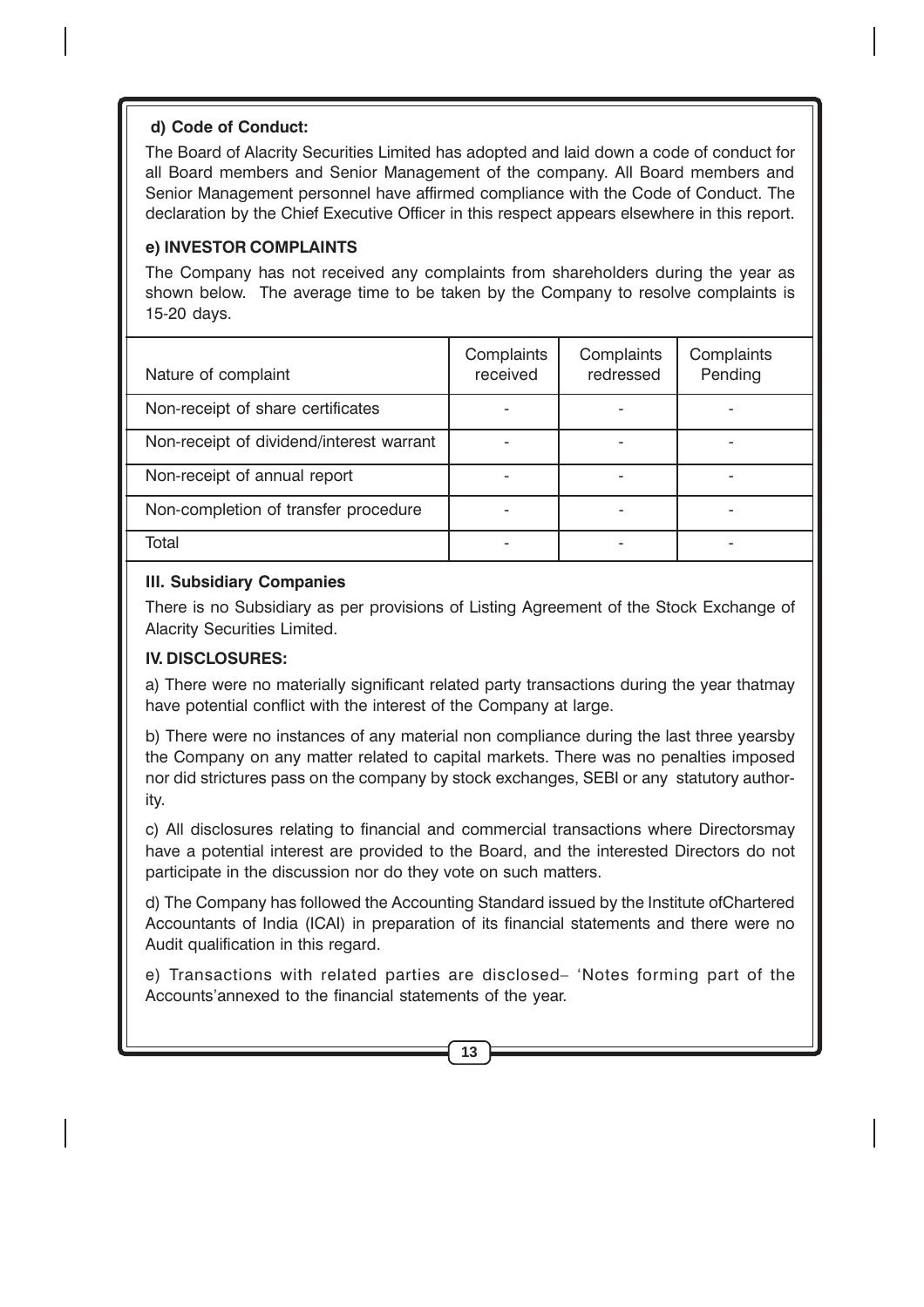**d) Code of Conduct:**

The Board of Alacrity Securities Limited has adopted and laid down a code of conduct for all Board members and Senior Management of the company. All Board members and Senior Management personnel have affirmed compliance with the Code of Conduct. The declaration by the Chief Executive Officer in this respect appears elsewhere in this report.

**e) INVESTOR COMPLAINTS**

The Company has not received any complaints from shareholders during the year as shown below. The average time to be taken by the Company to resolve complaints is 15-20 days.

| Nature of complaint | Complaints received | Complaints redressed | Complaints Pending |
|---|---|---|---|
| Non-receipt of share certificates | - | - | - |
| Non-receipt of dividend/interest warrant | - | - | - |
| Non-receipt of annual report | - | - | - |
| Non-completion of transfer procedure | - | - | - |
| Total | - | - | - |

**III. Subsidiary Companies**

There is no Subsidiary as per provisions of Listing Agreement of the Stock Exchange of Alacrity Securities Limited.

**IV. DISCLOSURES:**

a) There were no materially significant related party transactions during the year thatmay have potential conflict with the interest of the Company at large.

b) There were no instances of any material non compliance during the last three yearsby the Company on any matter related to capital markets. There was no penalties imposed nor did strictures pass on the company by stock exchanges, SEBI or any statutory authority.

c) All disclosures relating to financial and commercial transactions where Directorsmay have a potential interest are provided to the Board, and the interested Directors do not participate in the discussion nor do they vote on such matters.

d) The Company has followed the Accounting Standard issued by the Institute ofChartered Accountants of India (ICAI) in preparation of its financial statements and there were no Audit qualification in this regard.

e) Transactions with related parties are disclosed– 'Notes forming part of the Accounts'annexed to the financial statements of the year.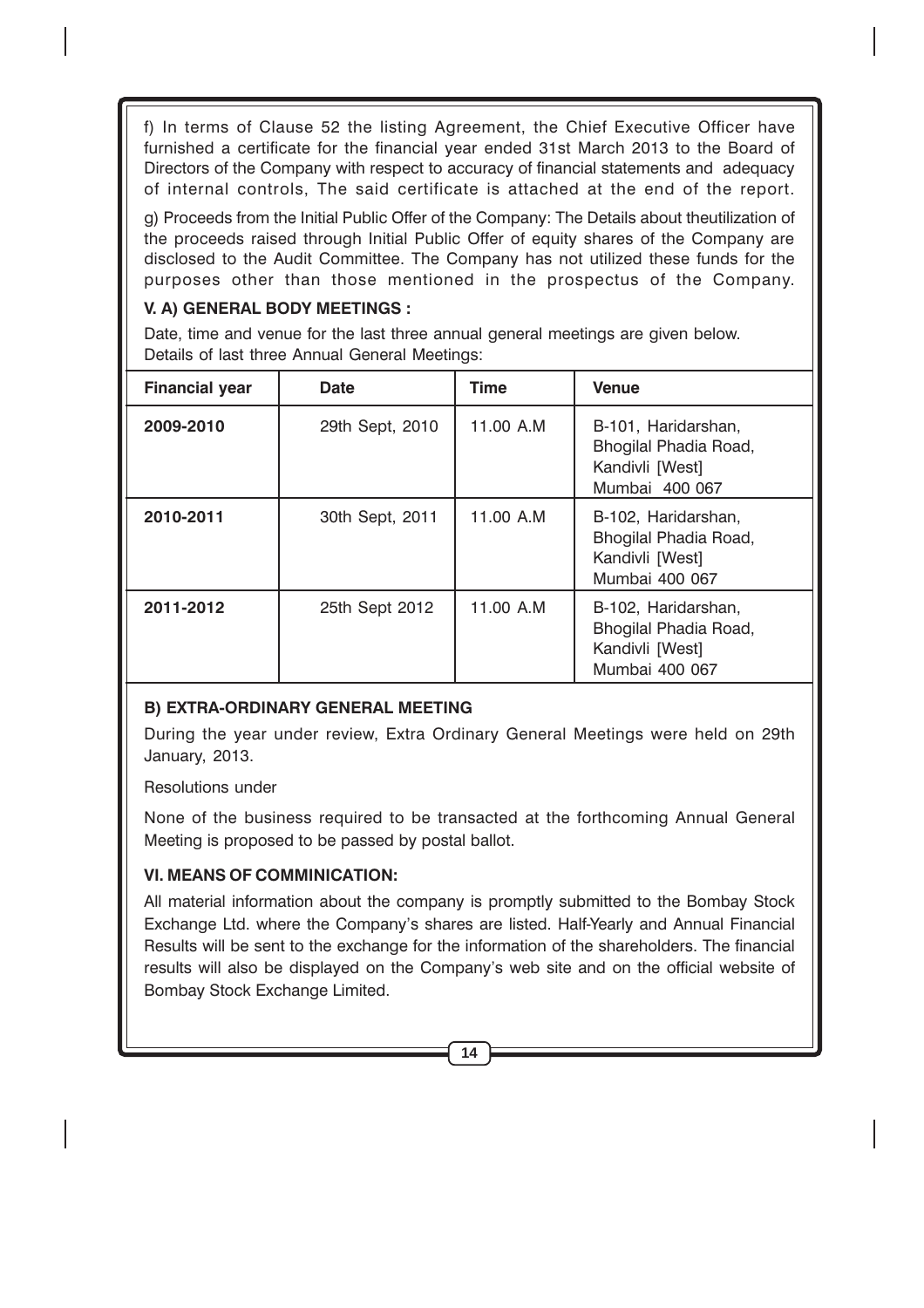f) In terms of Clause 52 the listing Agreement, the Chief Executive Officer have furnished a certificate for the financial year ended 31st March 2013 to the Board of Directors of the Company with respect to accuracy of financial statements and adequacy of internal controls, The said certificate is attached at the end of the report.

g) Proceeds from the Initial Public Offer of the Company: The Details about theutilization of the proceeds raised through Initial Public Offer of equity shares of the Company are disclosed to the Audit Committee. The Company has not utilized these funds for the purposes other than those mentioned in the prospectus of the Company.

**V. A) GENERAL BODY MEETINGS :**

Date, time and venue for the last three annual general meetings are given below.
Details of last three Annual General Meetings:

| Financial year | Date | Time | Venue |
|---|---|---|---|
| **2009-2010** | 29th Sept, 2010 | 11.00 A.M | B-101, Haridarshan, Bhogilal Phadia Road, Kandivli [West] Mumbai 400 067 |
| **2010-2011** | 30th Sept, 2011 | 11.00 A.M | B-102, Haridarshan, Bhogilal Phadia Road, Kandivli [West] Mumbai 400 067 |
| **2011-2012** | 25th Sept 2012 | 11.00 A.M | B-102, Haridarshan, Bhogilal Phadia Road, Kandivli [West] Mumbai 400 067 |

**B) EXTRA-ORDINARY GENERAL MEETING**

During the year under review, Extra Ordinary General Meetings were held on 29th January, 2013.

Resolutions under

None of the business required to be transacted at the forthcoming Annual General Meeting is proposed to be passed by postal ballot.

**VI. MEANS OF COMMINICATION:**

All material information about the company is promptly submitted to the Bombay Stock Exchange Ltd. where the Company's shares are listed. Half-Yearly and Annual Financial Results will be sent to the exchange for the information of the shareholders. The financial results will also be displayed on the Company's web site and on the official website of Bombay Stock Exchange Limited.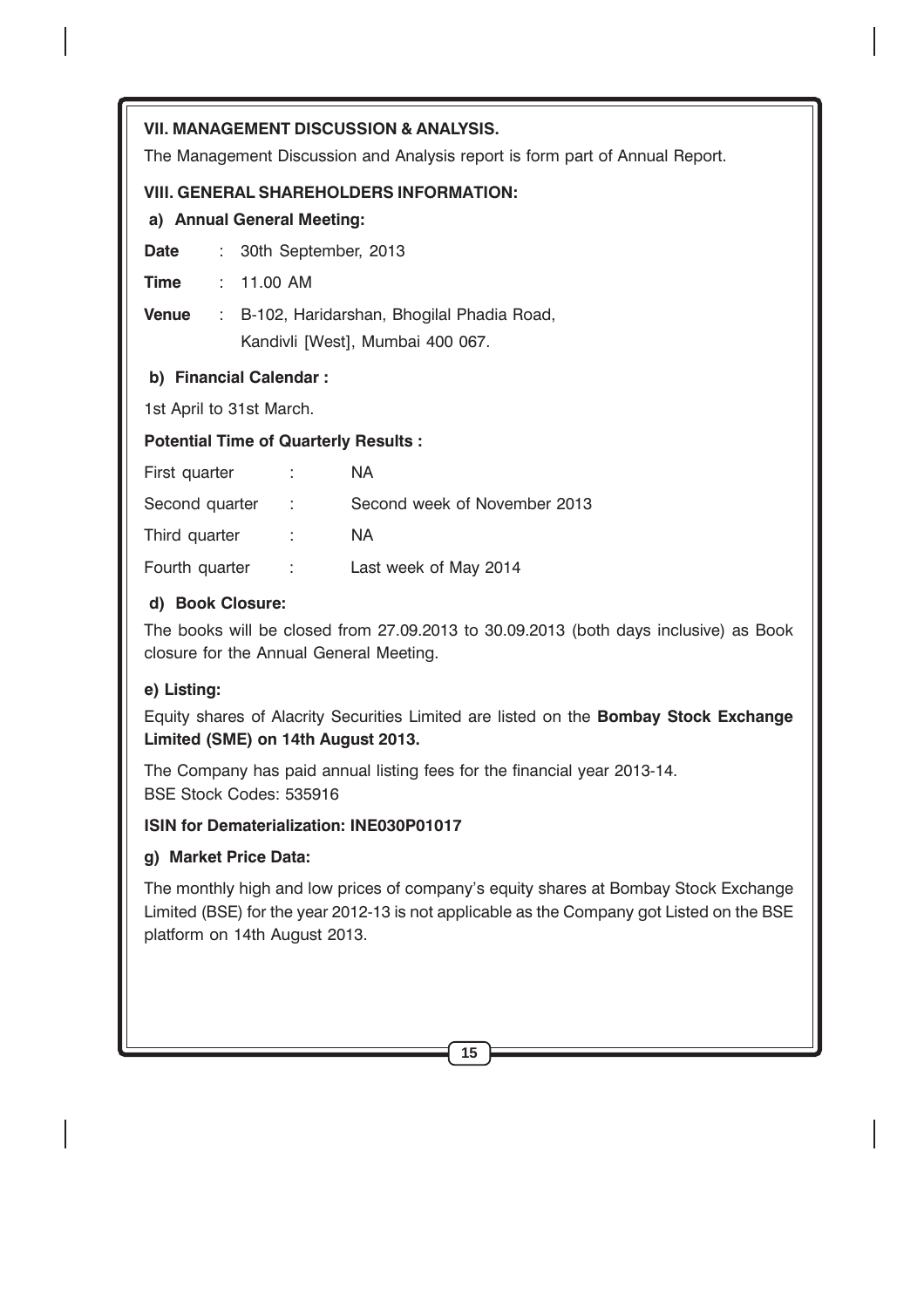### VII. MANAGEMENT DISCUSSION & ANALYSIS.

The Management Discussion and Analysis report is form part of Annual Report.

### VIII. GENERAL SHAREHOLDERS INFORMATION:

**a) Annual General Meeting:**

**Date** : 30th September, 2013

**Time** : 11.00 AM

**Venue** : B-102, Haridarshan, Bhogilal Phadia Road, Kandivli [West], Mumbai 400 067.

**b) Financial Calendar :**

1st April to 31st March.

**Potential Time of Quarterly Results :**

| | | |
|---|---|---|
| First quarter | : | NA |
| Second quarter | : | Second week of November 2013 |
| Third quarter | : | NA |
| Fourth quarter | : | Last week of May 2014 |

**d) Book Closure:**

The books will be closed from 27.09.2013 to 30.09.2013 (both days inclusive) as Book closure for the Annual General Meeting.

**e) Listing:**

Equity shares of Alacrity Securities Limited are listed on the **Bombay Stock Exchange Limited (SME) on 14th August 2013.**

The Company has paid annual listing fees for the financial year 2013-14.
BSE Stock Codes: 535916

**ISIN for Dematerialization: INE030P01017**

**g) Market Price Data:**

The monthly high and low prices of company's equity shares at Bombay Stock Exchange Limited (BSE) for the year 2012-13 is not applicable as the Company got Listed on the BSE platform on 14th August 2013.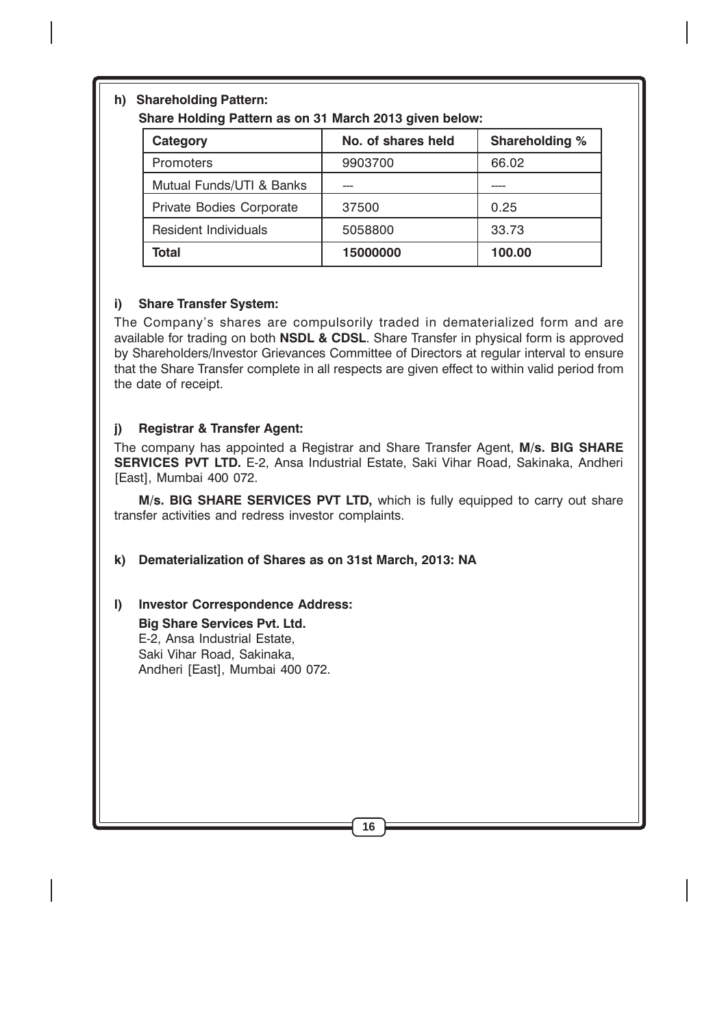**h) Shareholding Pattern:**

**Share Holding Pattern as on 31 March 2013 given below:**

| Category | No. of shares held | Shareholding % |
|---|---|---|
| Promoters | 9903700 | 66.02 |
| Mutual Funds/UTI & Banks | --- | ---- |
| Private Bodies Corporate | 37500 | 0.25 |
| Resident Individuals | 5058800 | 33.73 |
| **Total** | **15000000** | **100.00** |

**i) Share Transfer System:**

The Company's shares are compulsorily traded in dematerialized form and are available for trading on both **NSDL & CDSL**. Share Transfer in physical form is approved by Shareholders/Investor Grievances Committee of Directors at regular interval to ensure that the Share Transfer complete in all respects are given effect to within valid period from the date of receipt.

**j) Registrar & Transfer Agent:**

The company has appointed a Registrar and Share Transfer Agent, **M/s. BIG SHARE SERVICES PVT LTD.** E-2, Ansa Industrial Estate, Saki Vihar Road, Sakinaka, Andheri [East], Mumbai 400 072.

**M/s. BIG SHARE SERVICES PVT LTD,** which is fully equipped to carry out share transfer activities and redress investor complaints.

**k) Dematerialization of Shares as on 31st March, 2013: NA**

**l) Investor Correspondence Address:**

**Big Share Services Pvt. Ltd.**
E-2, Ansa Industrial Estate,
Saki Vihar Road, Sakinaka,
Andheri [East], Mumbai 400 072.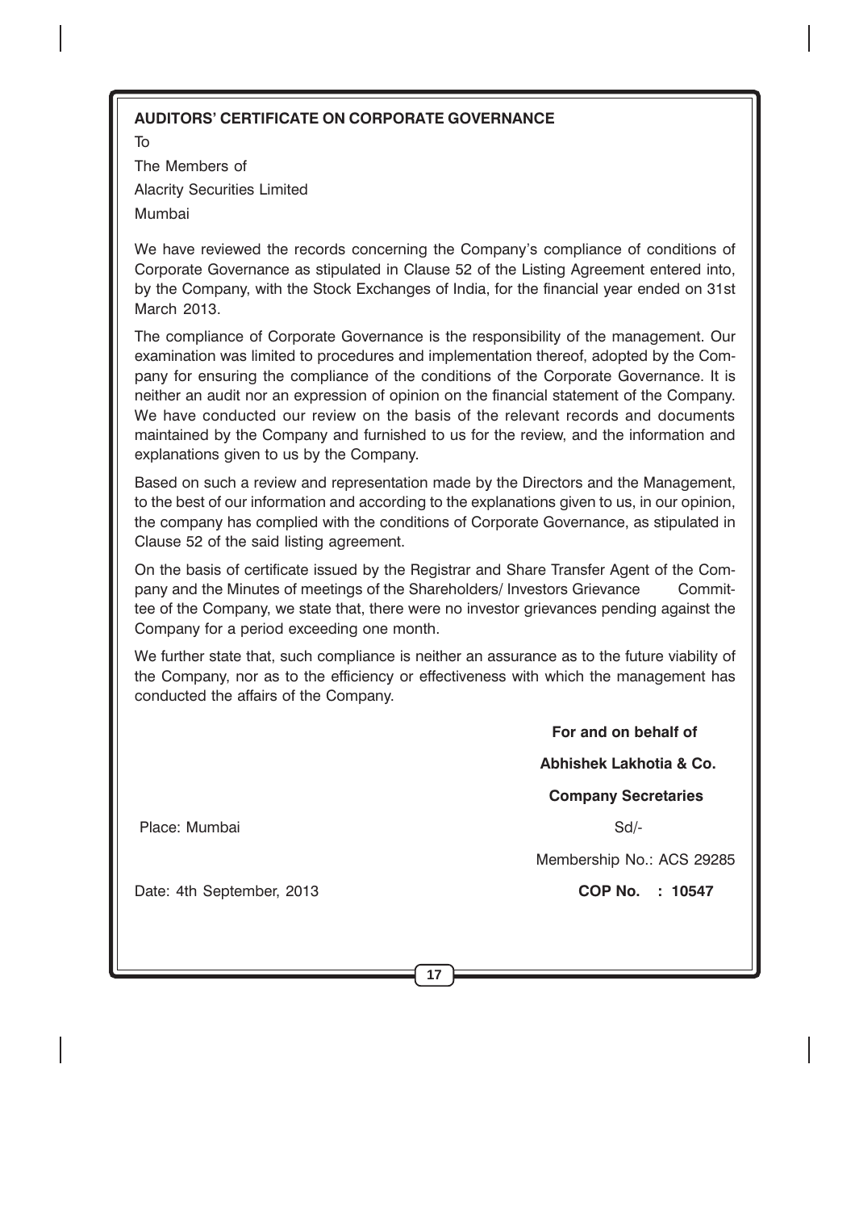## AUDITORS' CERTIFICATE ON CORPORATE GOVERNANCE

To

The Members of

Alacrity Securities Limited

Mumbai

We have reviewed the records concerning the Company's compliance of conditions of Corporate Governance as stipulated in Clause 52 of the Listing Agreement entered into, by the Company, with the Stock Exchanges of India, for the financial year ended on 31st March 2013.

The compliance of Corporate Governance is the responsibility of the management. Our examination was limited to procedures and implementation thereof, adopted by the Company for ensuring the compliance of the conditions of the Corporate Governance. It is neither an audit nor an expression of opinion on the financial statement of the Company. We have conducted our review on the basis of the relevant records and documents maintained by the Company and furnished to us for the review, and the information and explanations given to us by the Company.

Based on such a review and representation made by the Directors and the Management, to the best of our information and according to the explanations given to us, in our opinion, the company has complied with the conditions of Corporate Governance, as stipulated in Clause 52 of the said listing agreement.

On the basis of certificate issued by the Registrar and Share Transfer Agent of the Company and the Minutes of meetings of the Shareholders/ Investors Grievance Committee of the Company, we state that, there were no investor grievances pending against the Company for a period exceeding one month.

We further state that, such compliance is neither an assurance as to the future viability of the Company, nor as to the efficiency or effectiveness with which the management has conducted the affairs of the Company.

**For and on behalf of**

**Abhishek Lakhotia & Co.**

**Company Secretaries**

Place: Mumbai

Sd/-

Membership No.: ACS 29285

Date: 4th September, 2013

**COP No. : 10547**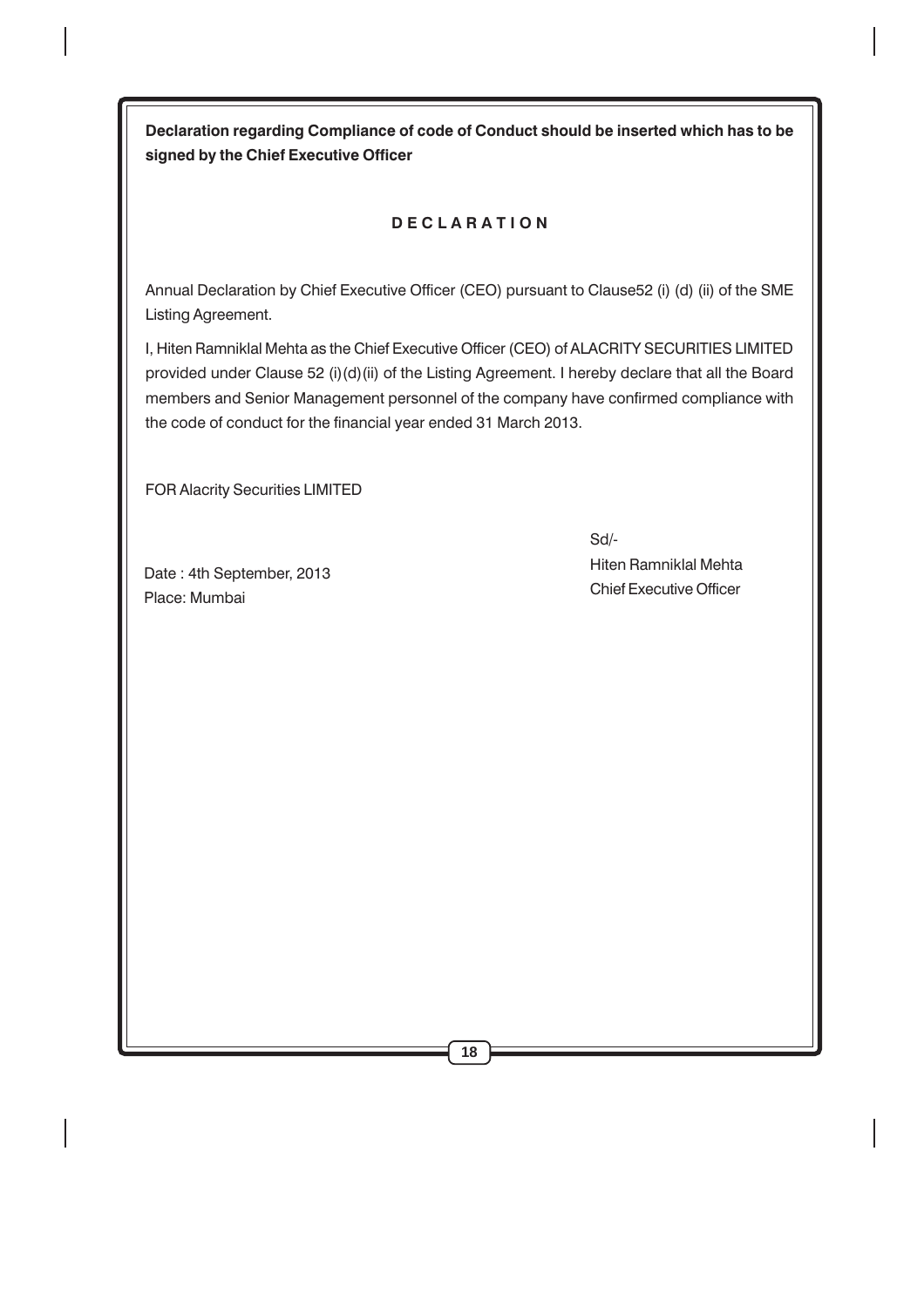**Declaration regarding Compliance of code of Conduct should be inserted which has to be signed by the Chief Executive Officer**

## D E C L A R A T I O N

Annual Declaration by Chief Executive Officer (CEO) pursuant to Clause52 (i) (d) (ii) of the SME Listing Agreement.

I, Hiten Ramniklal Mehta as the Chief Executive Officer (CEO) of ALACRITY SECURITIES LIMITED provided under Clause 52 (i)(d)(ii) of the Listing Agreement. I hereby declare that all the Board members and Senior Management personnel of the company have confirmed compliance with the code of conduct for the financial year ended 31 March 2013.

FOR Alacrity Securities LIMITED

Sd/-
Hiten Ramniklal Mehta
Chief Executive Officer

Date : 4th September, 2013
Place: Mumbai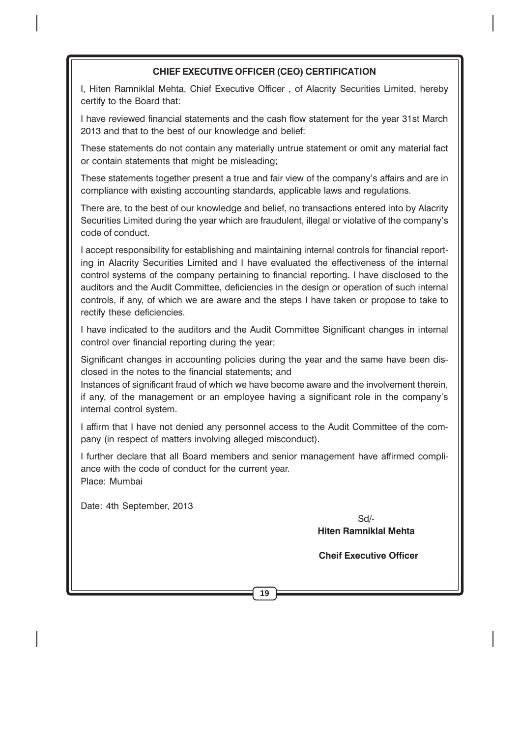## CHIEF EXECUTIVE OFFICER (CEO) CERTIFICATION

I, Hiten Ramniklal Mehta, Chief Executive Officer , of Alacrity Securities Limited, hereby certify to the Board that:

I have reviewed financial statements and the cash flow statement for the year 31st March 2013 and that to the best of our knowledge and belief:

These statements do not contain any materially untrue statement or omit any material fact or contain statements that might be misleading;

These statements together present a true and fair view of the company's affairs and are in compliance with existing accounting standards, applicable laws and regulations.

There are, to the best of our knowledge and belief, no transactions entered into by Alacrity Securities Limited during the year which are fraudulent, illegal or violative of the company's code of conduct.

I accept responsibility for establishing and maintaining internal controls for financial reporting in Alacrity Securities Limited and I have evaluated the effectiveness of the internal control systems of the company pertaining to financial reporting. I have disclosed to the auditors and the Audit Committee, deficiencies in the design or operation of such internal controls, if any, of which we are aware and the steps I have taken or propose to take to rectify these deficiencies.

I have indicated to the auditors and the Audit Committee Significant changes in internal control over financial reporting during the year;

Significant changes in accounting policies during the year and the same have been disclosed in the notes to the financial statements; and
Instances of significant fraud of which we have become aware and the involvement therein, if any, of the management or an employee having a significant role in the company's internal control system.

I affirm that I have not denied any personnel access to the Audit Committee of the company (in respect of matters involving alleged misconduct).

I further declare that all Board members and senior management have affirmed compliance with the code of conduct for the current year.
Place: Mumbai

Date: 4th September, 2013

Sd/-
**Hiten Ramniklal Mehta**

**Cheif Executive Officer**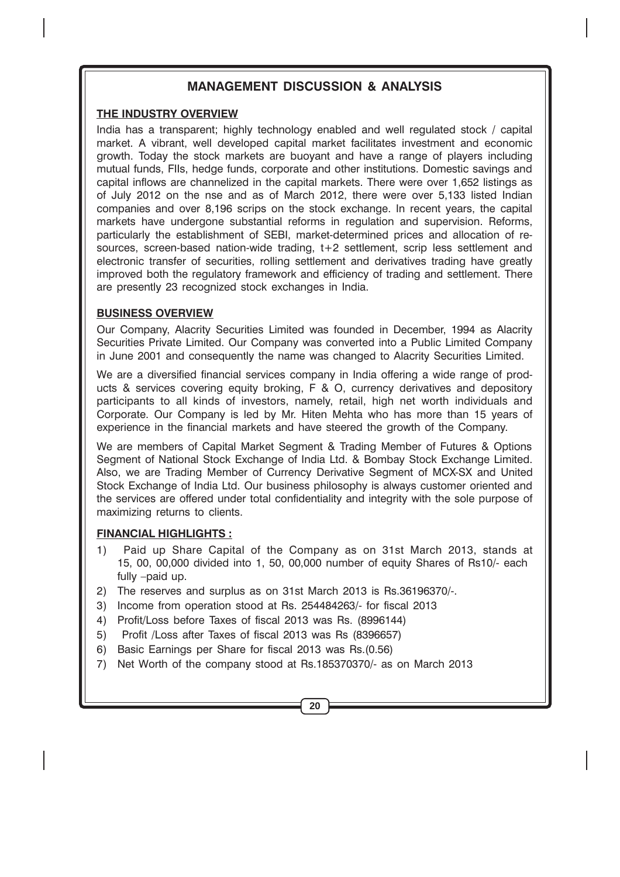# MANAGEMENT DISCUSSION & ANALYSIS

## THE INDUSTRY OVERVIEW

India has a transparent; highly technology enabled and well regulated stock / capital market. A vibrant, well developed capital market facilitates investment and economic growth. Today the stock markets are buoyant and have a range of players including mutual funds, FIIs, hedge funds, corporate and other institutions. Domestic savings and capital inflows are channelized in the capital markets. There were over 1,652 listings as of July 2012 on the nse and as of March 2012, there were over 5,133 listed Indian companies and over 8,196 scrips on the stock exchange. In recent years, the capital markets have undergone substantial reforms in regulation and supervision. Reforms, particularly the establishment of SEBI, market-determined prices and allocation of resources, screen-based nation-wide trading, t+2 settlement, scrip less settlement and electronic transfer of securities, rolling settlement and derivatives trading have greatly improved both the regulatory framework and efficiency of trading and settlement. There are presently 23 recognized stock exchanges in India.

## BUSINESS OVERVIEW

Our Company, Alacrity Securities Limited was founded in December, 1994 as Alacrity Securities Private Limited. Our Company was converted into a Public Limited Company in June 2001 and consequently the name was changed to Alacrity Securities Limited.

We are a diversified financial services company in India offering a wide range of products & services covering equity broking, F & O, currency derivatives and depository participants to all kinds of investors, namely, retail, high net worth individuals and Corporate. Our Company is led by Mr. Hiten Mehta who has more than 15 years of experience in the financial markets and have steered the growth of the Company.

We are members of Capital Market Segment & Trading Member of Futures & Options Segment of National Stock Exchange of India Ltd. & Bombay Stock Exchange Limited. Also, we are Trading Member of Currency Derivative Segment of MCX-SX and United Stock Exchange of India Ltd. Our business philosophy is always customer oriented and the services are offered under total confidentiality and integrity with the sole purpose of maximizing returns to clients.

## FINANCIAL HIGHLIGHTS :

1) Paid up Share Capital of the Company as on 31st March 2013, stands at 15, 00, 00,000 divided into 1, 50, 00,000 number of equity Shares of Rs10/- each fully –paid up.
2) The reserves and surplus as on 31st March 2013 is Rs.36196370/-.
3) Income from operation stood at Rs. 254484263/- for fiscal 2013
4) Profit/Loss before Taxes of fiscal 2013 was Rs. (8996144)
5) Profit /Loss after Taxes of fiscal 2013 was Rs (8396657)
6) Basic Earnings per Share for fiscal 2013 was Rs.(0.56)
7) Net Worth of the company stood at Rs.185370370/- as on March 2013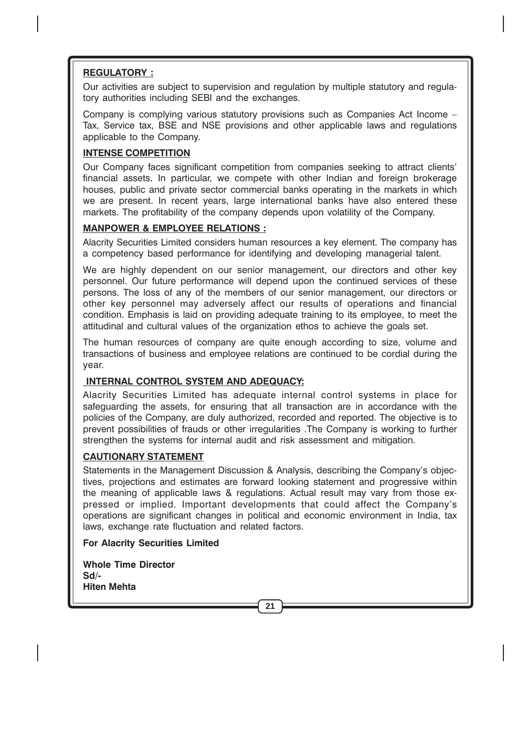**REGULATORY :**

Our activities are subject to supervision and regulation by multiple statutory and regulatory authorities including SEBI and the exchanges.

Company is complying various statutory provisions such as Companies Act Income – Tax, Service tax, BSE and NSE provisions and other applicable laws and regulations applicable to the Company.

**INTENSE COMPETITION**

Our Company faces significant competition from companies seeking to attract clients' financial assets. In particular, we compete with other Indian and foreign brokerage houses, public and private sector commercial banks operating in the markets in which we are present. In recent years, large international banks have also entered these markets. The profitability of the company depends upon volatility of the Company.

**MANPOWER & EMPLOYEE RELATIONS :**

Alacrity Securities Limited considers human resources a key element. The company has a competency based performance for identifying and developing managerial talent.

We are highly dependent on our senior management, our directors and other key personnel. Our future performance will depend upon the continued services of these persons. The loss of any of the members of our senior management, our directors or other key personnel may adversely affect our results of operations and financial condition. Emphasis is laid on providing adequate training to its employee, to meet the attitudinal and cultural values of the organization ethos to achieve the goals set.

The human resources of company are quite enough according to size, volume and transactions of business and employee relations are continued to be cordial during the year.

**INTERNAL CONTROL SYSTEM AND ADEQUACY:**

Alacrity Securities Limited has adequate internal control systems in place for safeguarding the assets, for ensuring that all transaction are in accordance with the policies of the Company, are duly authorized, recorded and reported. The objective is to prevent possibilities of frauds or other irregularities .The Company is working to further strengthen the systems for internal audit and risk assessment and mitigation.

**CAUTIONARY STATEMENT**

Statements in the Management Discussion & Analysis, describing the Company's objectives, projections and estimates are forward looking statement and progressive within the meaning of applicable laws & regulations. Actual result may vary from those expressed or implied. Important developments that could affect the Company's operations are significant changes in political and economic environment in India, tax laws, exchange rate fluctuation and related factors.

**For Alacrity Securities Limited**

**Whole Time Director**
**Sd/-**
**Hiten Mehta**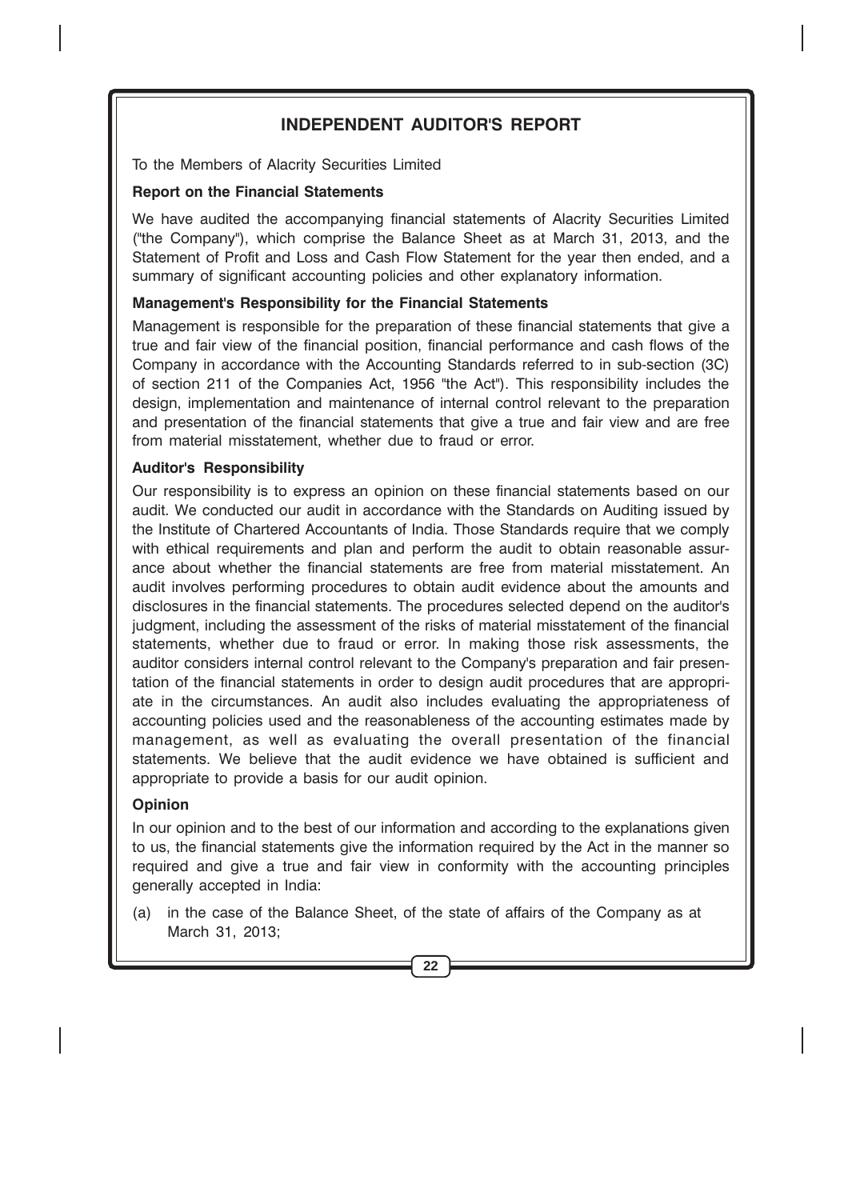# INDEPENDENT AUDITOR'S REPORT

To the Members of Alacrity Securities Limited

**Report on the Financial Statements**

We have audited the accompanying financial statements of Alacrity Securities Limited ("the Company"), which comprise the Balance Sheet as at March 31, 2013, and the Statement of Profit and Loss and Cash Flow Statement for the year then ended, and a summary of significant accounting policies and other explanatory information.

**Management's Responsibility for the Financial Statements**

Management is responsible for the preparation of these financial statements that give a true and fair view of the financial position, financial performance and cash flows of the Company in accordance with the Accounting Standards referred to in sub-section (3C) of section 211 of the Companies Act, 1956 "the Act"). This responsibility includes the design, implementation and maintenance of internal control relevant to the preparation and presentation of the financial statements that give a true and fair view and are free from material misstatement, whether due to fraud or error.

**Auditor's Responsibility**

Our responsibility is to express an opinion on these financial statements based on our audit. We conducted our audit in accordance with the Standards on Auditing issued by the Institute of Chartered Accountants of India. Those Standards require that we comply with ethical requirements and plan and perform the audit to obtain reasonable assurance about whether the financial statements are free from material misstatement. An audit involves performing procedures to obtain audit evidence about the amounts and disclosures in the financial statements. The procedures selected depend on the auditor's judgment, including the assessment of the risks of material misstatement of the financial statements, whether due to fraud or error. In making those risk assessments, the auditor considers internal control relevant to the Company's preparation and fair presentation of the financial statements in order to design audit procedures that are appropriate in the circumstances. An audit also includes evaluating the appropriateness of accounting policies used and the reasonableness of the accounting estimates made by management, as well as evaluating the overall presentation of the financial statements. We believe that the audit evidence we have obtained is sufficient and appropriate to provide a basis for our audit opinion.

**Opinion**

In our opinion and to the best of our information and according to the explanations given to us, the financial statements give the information required by the Act in the manner so required and give a true and fair view in conformity with the accounting principles generally accepted in India:

(a) in the case of the Balance Sheet, of the state of affairs of the Company as at March 31, 2013;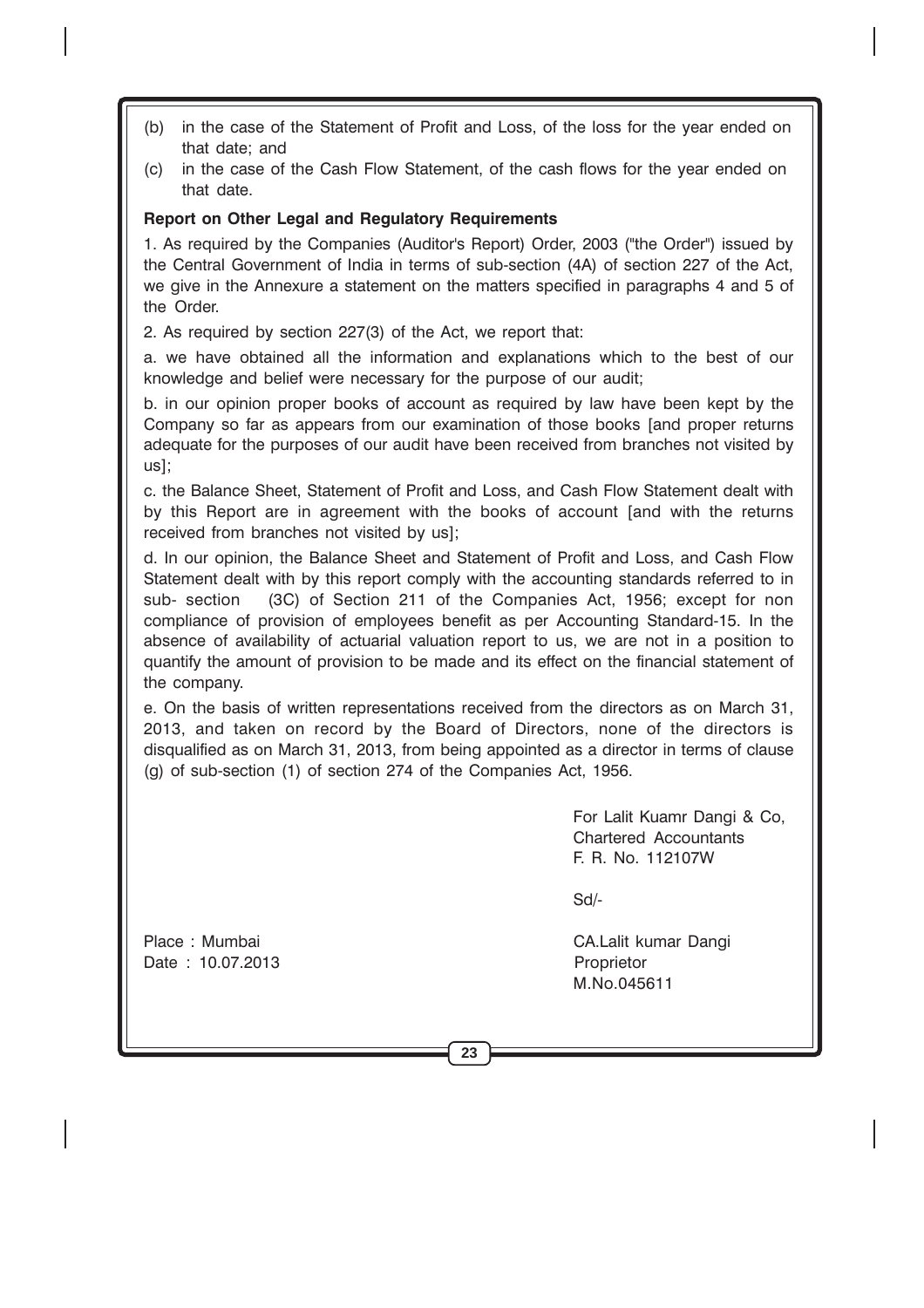(b) in the case of the Statement of Profit and Loss, of the loss for the year ended on that date; and

(c) in the case of the Cash Flow Statement, of the cash flows for the year ended on that date.

**Report on Other Legal and Regulatory Requirements**

1. As required by the Companies (Auditor's Report) Order, 2003 ("the Order") issued by the Central Government of India in terms of sub-section (4A) of section 227 of the Act, we give in the Annexure a statement on the matters specified in paragraphs 4 and 5 of the Order.

2. As required by section 227(3) of the Act, we report that:

a. we have obtained all the information and explanations which to the best of our knowledge and belief were necessary for the purpose of our audit;

b. in our opinion proper books of account as required by law have been kept by the Company so far as appears from our examination of those books [and proper returns adequate for the purposes of our audit have been received from branches not visited by us];

c. the Balance Sheet, Statement of Profit and Loss, and Cash Flow Statement dealt with by this Report are in agreement with the books of account [and with the returns received from branches not visited by us];

d. In our opinion, the Balance Sheet and Statement of Profit and Loss, and Cash Flow Statement dealt with by this report comply with the accounting standards referred to in sub- section (3C) of Section 211 of the Companies Act, 1956; except for non compliance of provision of employees benefit as per Accounting Standard-15. In the absence of availability of actuarial valuation report to us, we are not in a position to quantify the amount of provision to be made and its effect on the financial statement of the company.

e. On the basis of written representations received from the directors as on March 31, 2013, and taken on record by the Board of Directors, none of the directors is disqualified as on March 31, 2013, from being appointed as a director in terms of clause (g) of sub-section (1) of section 274 of the Companies Act, 1956.

For Lalit Kuamr Dangi & Co,
Chartered Accountants
F. R. No. 112107W

Sd/-

Place : Mumbai
Date : 10.07.2013

CA.Lalit kumar Dangi
Proprietor
M.No.045611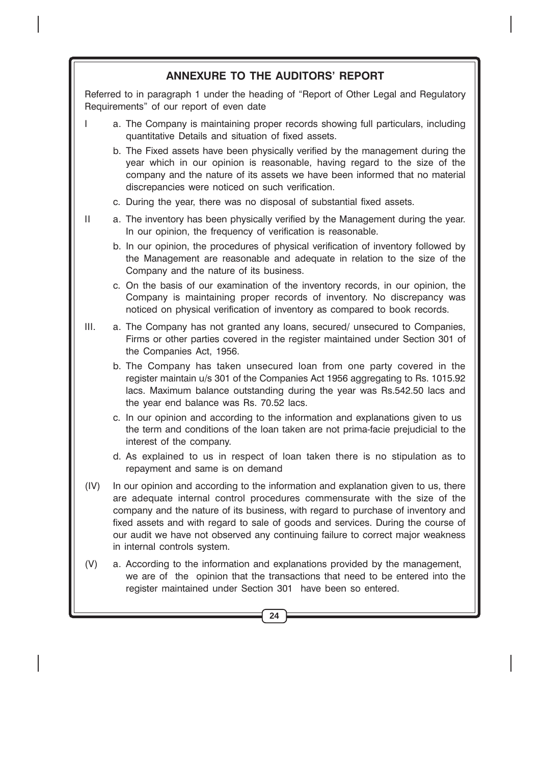## ANNEXURE TO THE AUDITORS' REPORT

Referred to in paragraph 1 under the heading of "Report of Other Legal and Regulatory Requirements" of our report of even date

I
   a. The Company is maintaining proper records showing full particulars, including quantitative Details and situation of fixed assets.

   b. The Fixed assets have been physically verified by the management during the year which in our opinion is reasonable, having regard to the size of the company and the nature of its assets we have been informed that no material discrepancies were noticed on such verification.

   c. During the year, there was no disposal of substantial fixed assets.

II
   a. The inventory has been physically verified by the Management during the year. In our opinion, the frequency of verification is reasonable.

   b. In our opinion, the procedures of physical verification of inventory followed by the Management are reasonable and adequate in relation to the size of the Company and the nature of its business.

   c. On the basis of our examination of the inventory records, in our opinion, the Company is maintaining proper records of inventory. No discrepancy was noticed on physical verification of inventory as compared to book records.

III.
   a. The Company has not granted any loans, secured/ unsecured to Companies, Firms or other parties covered in the register maintained under Section 301 of the Companies Act, 1956.

   b. The Company has taken unsecured loan from one party covered in the register maintain u/s 301 of the Companies Act 1956 aggregating to Rs. 1015.92 lacs. Maximum balance outstanding during the year was Rs.542.50 lacs and the year end balance was Rs. 70.52 lacs.

   c. In our opinion and according to the information and explanations given to us the term and conditions of the loan taken are not prima-facie prejudicial to the interest of the company.

   d. As explained to us in respect of loan taken there is no stipulation as to repayment and same is on demand

(IV) In our opinion and according to the information and explanation given to us, there are adequate internal control procedures commensurate with the size of the company and the nature of its business, with regard to purchase of inventory and fixed assets and with regard to sale of goods and services. During the course of our audit we have not observed any continuing failure to correct major weakness in internal controls system.

(V)
   a. According to the information and explanations provided by the management, we are of the opinion that the transactions that need to be entered into the register maintained under Section 301 have been so entered.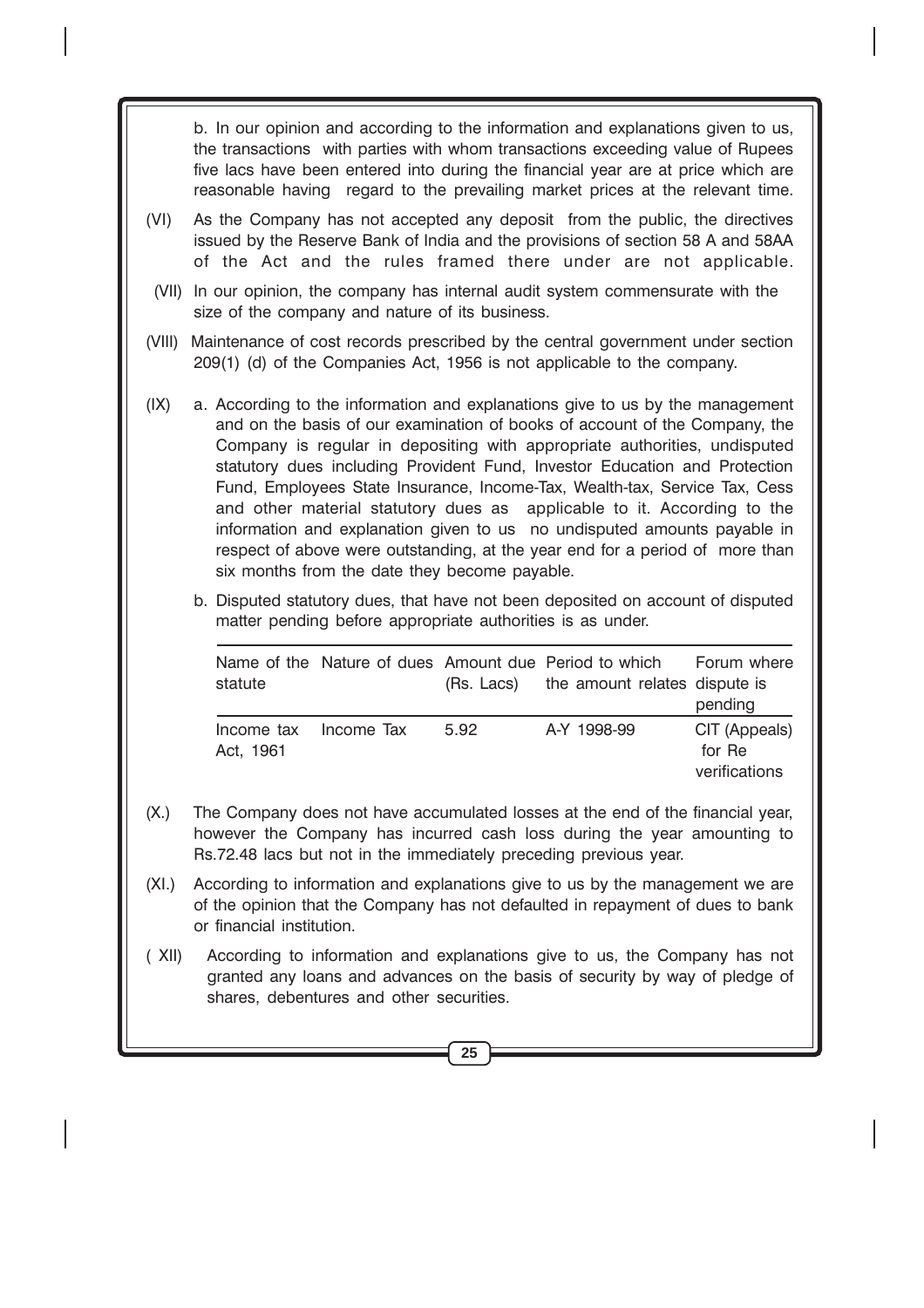b. In our opinion and according to the information and explanations given to us, the transactions with parties with whom transactions exceeding value of Rupees five lacs have been entered into during the financial year are at price which are reasonable having regard to the prevailing market prices at the relevant time.

(VI) As the Company has not accepted any deposit from the public, the directives issued by the Reserve Bank of India and the provisions of section 58 A and 58AA of the Act and the rules framed there under are not applicable.

(VII) In our opinion, the company has internal audit system commensurate with the size of the company and nature of its business.

(VIII) Maintenance of cost records prescribed by the central government under section 209(1) (d) of the Companies Act, 1956 is not applicable to the company.

(IX) a. According to the information and explanations give to us by the management and on the basis of our examination of books of account of the Company, the Company is regular in depositing with appropriate authorities, undisputed statutory dues including Provident Fund, Investor Education and Protection Fund, Employees State Insurance, Income-Tax, Wealth-tax, Service Tax, Cess and other material statutory dues as applicable to it. According to the information and explanation given to us no undisputed amounts payable in respect of above were outstanding, at the year end for a period of more than six months from the date they become payable.

b. Disputed statutory dues, that have not been deposited on account of disputed matter pending before appropriate authorities is as under.

| Name of the statute | Nature of dues | Amount due (Rs. Lacs) | Period to which the amount relates | Forum where dispute is pending |
|---|---|---|---|---|
| Income tax Act, 1961 | Income Tax | 5.92 | A-Y 1998-99 | CIT (Appeals) for Re verifications |

(X.) The Company does not have accumulated losses at the end of the financial year, however the Company has incurred cash loss during the year amounting to Rs.72.48 lacs but not in the immediately preceding previous year.

(XI.) According to information and explanations give to us by the management we are of the opinion that the Company has not defaulted in repayment of dues to bank or financial institution.

( XII) According to information and explanations give to us, the Company has not granted any loans and advances on the basis of security by way of pledge of shares, debentures and other securities.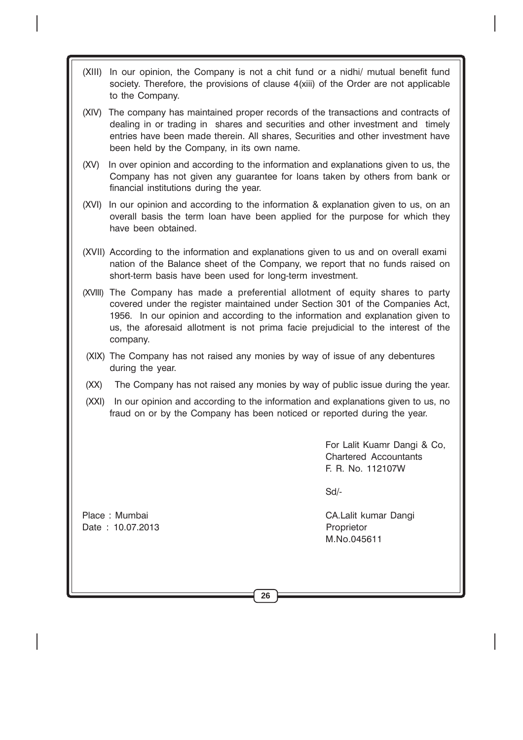(XIII) In our opinion, the Company is not a chit fund or a nidhi/ mutual benefit fund society. Therefore, the provisions of clause 4(xiii) of the Order are not applicable to the Company.

(XIV) The company has maintained proper records of the transactions and contracts of dealing in or trading in shares and securities and other investment and timely entries have been made therein. All shares, Securities and other investment have been held by the Company, in its own name.

(XV) In over opinion and according to the information and explanations given to us, the Company has not given any guarantee for loans taken by others from bank or financial institutions during the year.

(XVI) In our opinion and according to the information & explanation given to us, on an overall basis the term loan have been applied for the purpose for which they have been obtained.

(XVII) According to the information and explanations given to us and on overall exami nation of the Balance sheet of the Company, we report that no funds raised on short-term basis have been used for long-term investment.

(XVIII) The Company has made a preferential allotment of equity shares to party covered under the register maintained under Section 301 of the Companies Act, 1956. In our opinion and according to the information and explanation given to us, the aforesaid allotment is not prima facie prejudicial to the interest of the company.

(XIX) The Company has not raised any monies by way of issue of any debentures during the year.

(XX) The Company has not raised any monies by way of public issue during the year.

(XXI) In our opinion and according to the information and explanations given to us, no fraud on or by the Company has been noticed or reported during the year.

For Lalit Kuamr Dangi & Co,
Chartered Accountants
F. R. No. 112107W

Sd/-

Place : Mumbai
Date : 10.07.2013

CA.Lalit kumar Dangi
Proprietor
M.No.045611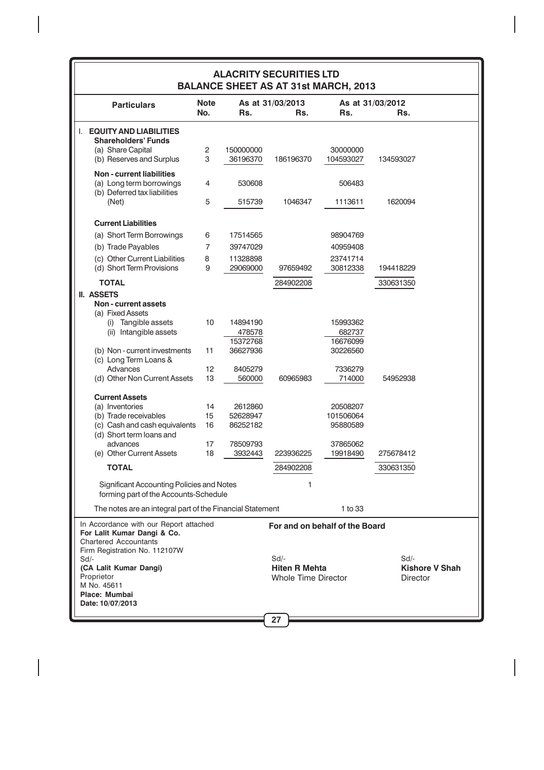# ALACRITY SECURITIES LTD

## BALANCE SHEET AS AT 31st MARCH, 2013

| Particulars | Note No. | As at 31/03/2013 Rs. | As at 31/03/2013 Rs. | As at 31/03/2012 Rs. | As at 31/03/2012 Rs. |
|---|---|---|---|---|---|
| **I. EQUITY AND LIABILITIES** | | | | | |
| **Shareholders' Funds** | | | | | |
| (a) Share Capital | 2 | 150000000 | | 30000000 | |
| (b) Reserves and Surplus | 3 | 36196370 | 186196370 | 104593027 | 134593027 |
| **Non - current liabilities** | | | | | |
| (a) Long term borrowings | 4 | 530608 | | 506483 | |
| (b) Deferred tax liabilities (Net) | 5 | 515739 | 1046347 | 1113611 | 1620094 |
| **Current Liabilities** | | | | | |
| (a) Short Term Borrowings | 6 | 17514565 | | 98904769 | |
| (b) Trade Payables | 7 | 39747029 | | 40959408 | |
| (c) Other Current Liabilities | 8 | 11328898 | | 23741714 | |
| (d) Short Term Provisions | 9 | 29069000 | 97659492 | 30812338 | 194418229 |
| **TOTAL** | | | 284902208 | | 330631350 |
| **II. ASSETS** | | | | | |
| **Non - current assets** | | | | | |
| (a) Fixed Assets | | | | | |
| (i) Tangible assets | 10 | 14894190 | | 15993362 | |
| (ii) Intangible assets | | 478578 | | 682737 | |
| | | 15372768 | | 16676099 | |
| (b) Non - current investments | 11 | 36627936 | | 30226560 | |
| (c) Long Term Loans & Advances | 12 | 8405279 | | 7336279 | |
| (d) Other Non Current Assets | 13 | 560000 | 60965983 | 714000 | 54952938 |
| **Current Assets** | | | | | |
| (a) Inventories | 14 | 2612860 | | 20508207 | |
| (b) Trade receivables | 15 | 52628947 | | 101506064 | |
| (c) Cash and cash equivalents | 16 | 86252182 | | 95880589 | |
| (d) Short term loans and advances | 17 | 78509793 | | 37865062 | |
| (e) Other Current Assets | 18 | 3932443 | 223936225 | 19918490 | 275678412 |
| **TOTAL** | | | 284902208 | | 330631350 |
| Significant Accounting Policies and Notes forming part of the Accounts-Schedule | | | 1 | | |
| The notes are an integral part of the Financial Statement | | | | 1 to 33 | |

In Accordance with our Report attached
**For Lalit Kumar Dangi & Co.**
Chartered Accountants
Firm Registration No. 112107W

Sd/-
**(CA Lalit Kumar Dangi)**
Proprietor
M No. 45611
**Place: Mumbai**
**Date: 10/07/2013**

**For and on behalf of the Board**

Sd/-
**Hiten R Mehta**
Whole Time Director

Sd/-
**Kishore V Shah**
Director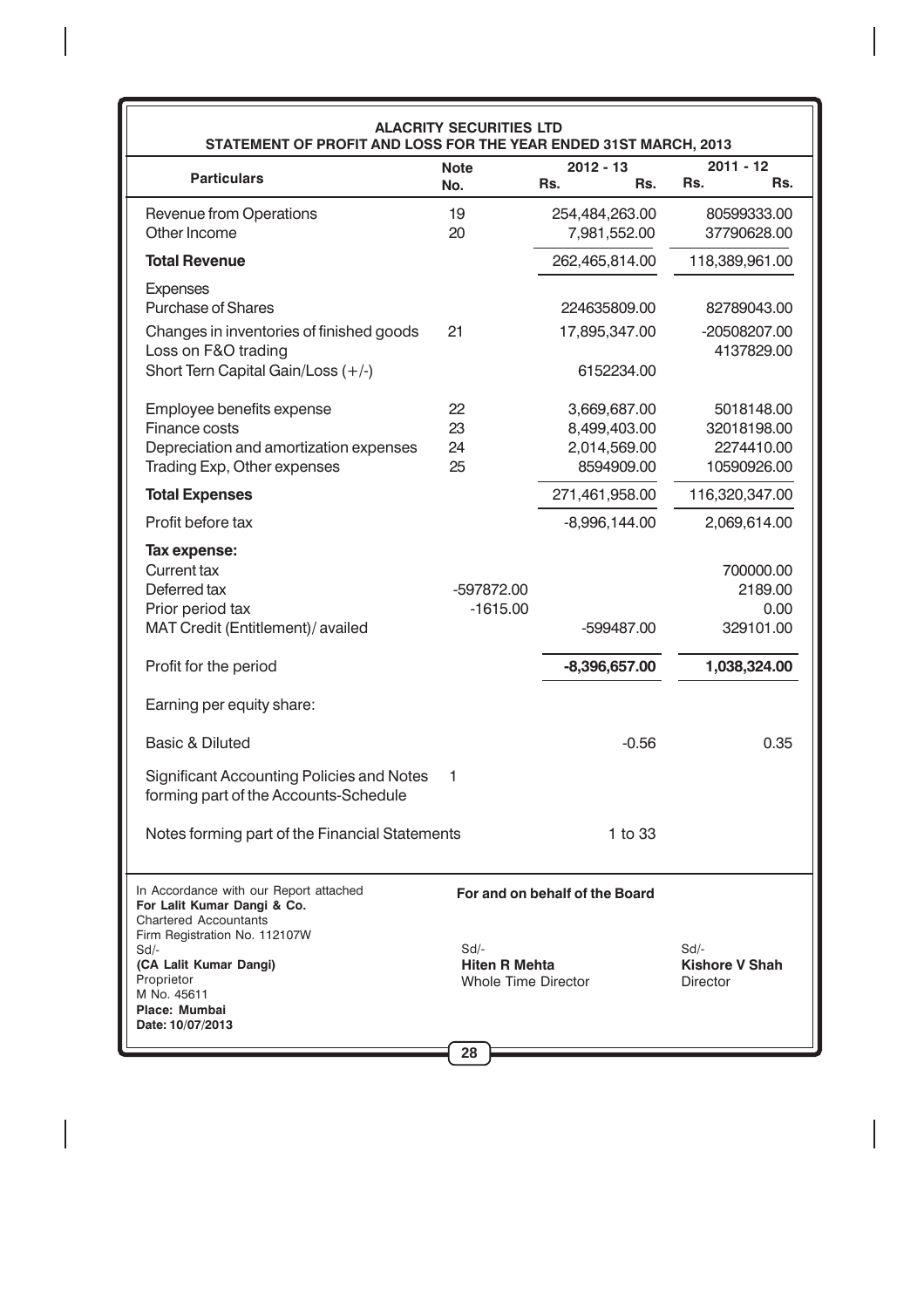**ALACRITY SECURITIES LTD**

**STATEMENT OF PROFIT AND LOSS FOR THE YEAR ENDED 31ST MARCH, 2013**

| Particulars | Note No. | | 2012 - 13 Rs. Rs. | 2011 - 12 Rs. Rs. |
|---|---|---|---|---|
| Revenue from Operations | 19 | | 254,484,263.00 | 80599333.00 |
| Other Income | 20 | | 7,981,552.00 | 37790628.00 |
| **Total Revenue** | | | 262,465,814.00 | 118,389,961.00 |
| Expenses | | | | |
| Purchase of Shares | | | 224635809.00 | 82789043.00 |
| Changes in inventories of finished goods | 21 | | 17,895,347.00 | -20508207.00 |
| Loss on F&O trading | | | | 4137829.00 |
| Short Tern Capital Gain/Loss (+/-) | | | 6152234.00 | |
| Employee benefits expense | 22 | | 3,669,687.00 | 5018148.00 |
| Finance costs | 23 | | 8,499,403.00 | 32018198.00 |
| Depreciation and amortization expenses | 24 | | 2,014,569.00 | 2274410.00 |
| Trading Exp, Other expenses | 25 | | 8594909.00 | 10590926.00 |
| **Total Expenses** | | | 271,461,958.00 | 116,320,347.00 |
| Profit before tax | | | -8,996,144.00 | 2,069,614.00 |
| **Tax expense:** | | | | |
| Current tax | | | | 700000.00 |
| Deferred tax | | -597872.00 | | 2189.00 |
| Prior period tax | | -1615.00 | | 0.00 |
| MAT Credit (Entitlement)/ availed | | | -599487.00 | 329101.00 |
| Profit for the period | | | **-8,396,657.00** | **1,038,324.00** |
| Earning per equity share: | | | | |
| Basic & Diluted | | | -0.56 | 0.35 |
| Significant Accounting Policies and Notes forming part of the Accounts-Schedule | 1 | | | |
| Notes forming part of the Financial Statements | | | 1 to 33 | |

In Accordance with our Report attached
**For Lalit Kumar Dangi & Co.**
Chartered Accountants
Firm Registration No. 112107W
Sd/-
**(CA Lalit Kumar Dangi)**
Proprietor
M No. 45611
**Place: Mumbai**
**Date: 10/07/2013**

**For and on behalf of the Board**

Sd/-
**Hiten R Mehta**
Whole Time Director

Sd/-
**Kishore V Shah**
Director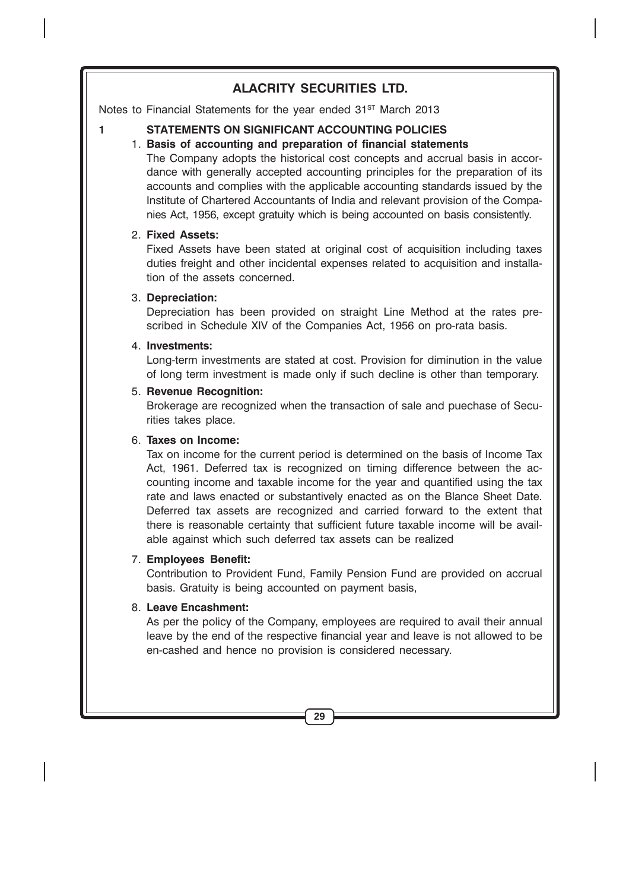# ALACRITY SECURITIES LTD.

Notes to Financial Statements for the year ended 31ST March 2013

## 1 STATEMENTS ON SIGNIFICANT ACCOUNTING POLICIES

1. **Basis of accounting and preparation of financial statements**

   The Company adopts the historical cost concepts and accrual basis in accordance with generally accepted accounting principles for the preparation of its accounts and complies with the applicable accounting standards issued by the Institute of Chartered Accountants of India and relevant provision of the Companies Act, 1956, except gratuity which is being accounted on basis consistently.

2. **Fixed Assets:**

   Fixed Assets have been stated at original cost of acquisition including taxes duties freight and other incidental expenses related to acquisition and installation of the assets concerned.

3. **Depreciation:**

   Depreciation has been provided on straight Line Method at the rates prescribed in Schedule XIV of the Companies Act, 1956 on pro-rata basis.

4. **Investments:**

   Long-term investments are stated at cost. Provision for diminution in the value of long term investment is made only if such decline is other than temporary.

5. **Revenue Recognition:**

   Brokerage are recognized when the transaction of sale and puechase of Securities takes place.

6. **Taxes on Income:**

   Tax on income for the current period is determined on the basis of Income Tax Act, 1961. Deferred tax is recognized on timing difference between the accounting income and taxable income for the year and quantified using the tax rate and laws enacted or substantively enacted as on the Blance Sheet Date. Deferred tax assets are recognized and carried forward to the extent that there is reasonable certainty that sufficient future taxable income will be available against which such deferred tax assets can be realized

7. **Employees Benefit:**

   Contribution to Provident Fund, Family Pension Fund are provided on accrual basis. Gratuity is being accounted on payment basis,

8. **Leave Encashment:**

   As per the policy of the Company, employees are required to avail their annual leave by the end of the respective financial year and leave is not allowed to be en-cashed and hence no provision is considered necessary.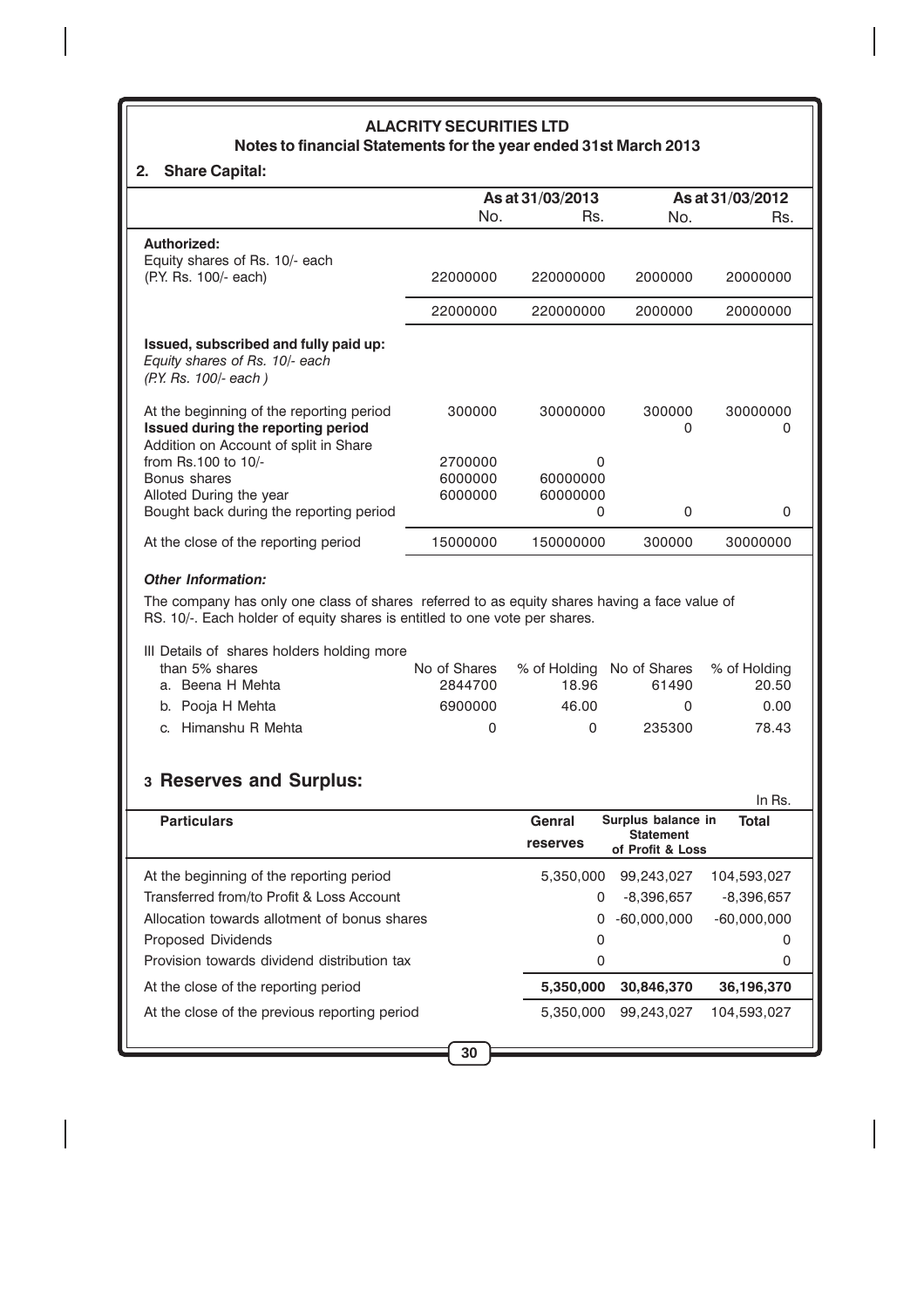## ALACRITY SECURITIES LTD

### Notes to financial Statements for the year ended 31st March 2013

### 2. Share Capital:

| | As at 31/03/2013 | | As at 31/03/2012 | |
|---|---|---|---|---|
| | No. | Rs. | No. | Rs. |
| **Authorized:** | | | | |
| Equity shares of Rs. 10/- each (P.Y. Rs. 100/- each) | 22000000 | 220000000 | 2000000 | 20000000 |
| | 22000000 | 220000000 | 2000000 | 20000000 |
| **Issued, subscribed and fully paid up:** *Equity shares of Rs. 10/- each (P.Y. Rs. 100/- each )* | | | | |
| At the beginning of the reporting period | 300000 | 30000000 | 300000 | 30000000 |
| **Issued during the reporting period** | | | 0 | 0 |
| Addition on Account of split in Share from Rs.100 to 10/- | 2700000 | 0 | | |
| Bonus shares | 6000000 | 60000000 | | |
| Alloted During the year | 6000000 | 60000000 | | |
| Bought back during the reporting period | | 0 | 0 | 0 |
| At the close of the reporting period | 15000000 | 150000000 | 300000 | 30000000 |

***Other Information:***

The company has only one class of shares referred to as equity shares having a face value of RS. 10/-. Each holder of equity shares is entitled to one vote per shares.

| III Details of shares holders holding more than 5% shares | No of Shares | % of Holding | No of Shares | % of Holding |
|---|---|---|---|---|
| a. Beena H Mehta | 2844700 | 18.96 | 61490 | 20.50 |
| b. Pooja H Mehta | 6900000 | 46.00 | 0 | 0.00 |
| c. Himanshu R Mehta | 0 | 0 | 235300 | 78.43 |

### 3 Reserves and Surplus:

In Rs.

| Particulars | Genral reserves | Surplus balance in Statement of Profit & Loss | Total |
|---|---|---|---|
| At the beginning of the reporting period | 5,350,000 | 99,243,027 | 104,593,027 |
| Transferred from/to Profit & Loss Account | 0 | -8,396,657 | -8,396,657 |
| Allocation towards allotment of bonus shares | 0 | -60,000,000 | -60,000,000 |
| Proposed Dividends | 0 | | 0 |
| Provision towards dividend distribution tax | 0 | | 0 |
| At the close of the reporting period | **5,350,000** | **30,846,370** | **36,196,370** |
| At the close of the previous reporting period | 5,350,000 | 99,243,027 | 104,593,027 |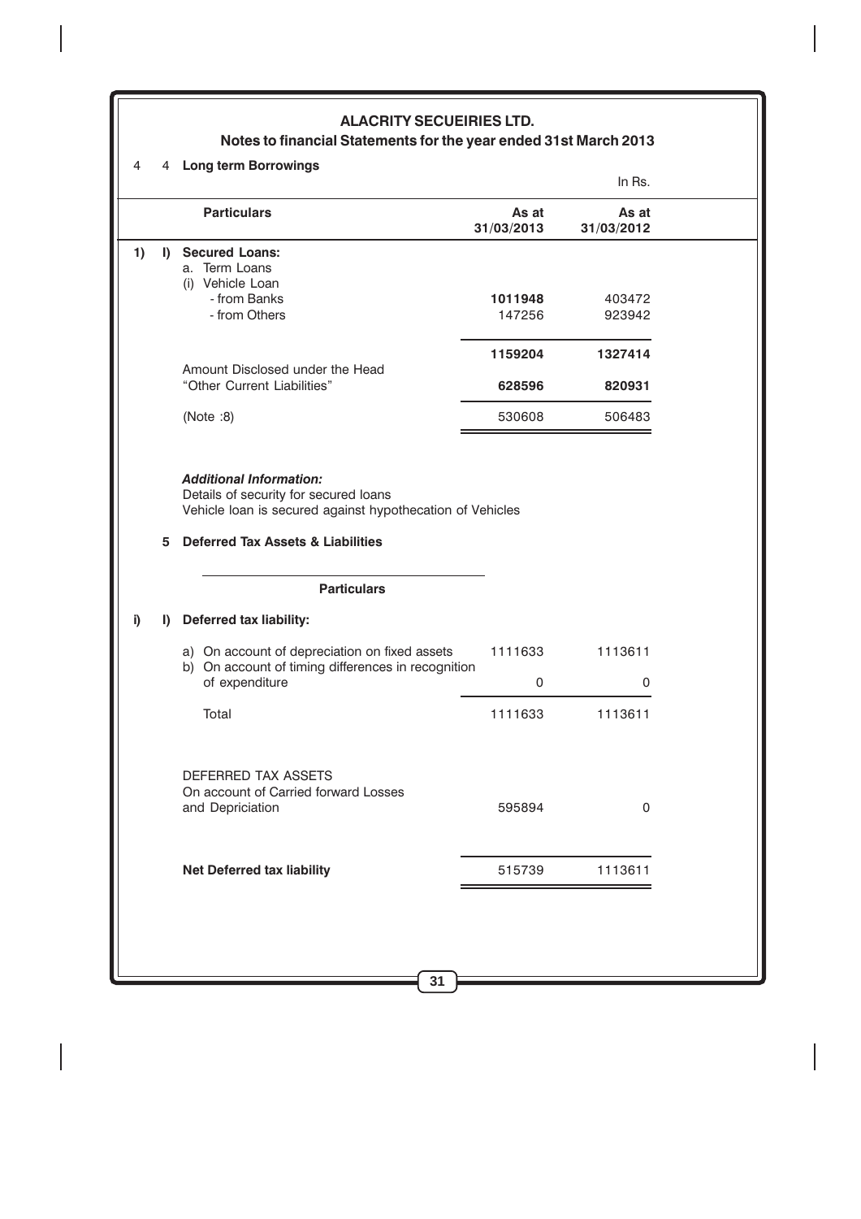## ALACRITY SECUEIRIES LTD.

### Notes to financial Statements for the year ended 31st March 2013

4 4 **Long term Borrowings**

In Rs.

| | | Particulars | As at 31/03/2013 | As at 31/03/2012 |
|---|---|---|---|---|
| 1) | I) | **Secured Loans:** | | |
| | | a. Term Loans | | |
| | | (i) Vehicle Loan | | |
| | | - from Banks | **1011948** | 403472 |
| | | - from Others | 147256 | 923942 |
| | | | **1159204** | **1327414** |
| | | Amount Disclosed under the Head "Other Current Liabilities" | **628596** | **820931** |
| | | (Note :8) | 530608 | 506483 |

***Additional Information:***

Details of security for secured loans

Vehicle loan is secured against hypothecation of Vehicles

**5 Deferred Tax Assets & Liabilities**

| | | Particulars | | |
|---|---|---|---|---|
| i) | I) | **Deferred tax liability:** | | |
| | | a) On account of depreciation on fixed assets | 1111633 | 1113611 |
| | | b) On account of timing differences in recognition of expenditure | 0 | 0 |
| | | Total | 1111633 | 1113611 |
| | | DEFERRED TAX ASSETS | | |
| | | On account of Carried forward Losses and Depriciation | 595894 | 0 |
| | | **Net Deferred tax liability** | 515739 | 1113611 |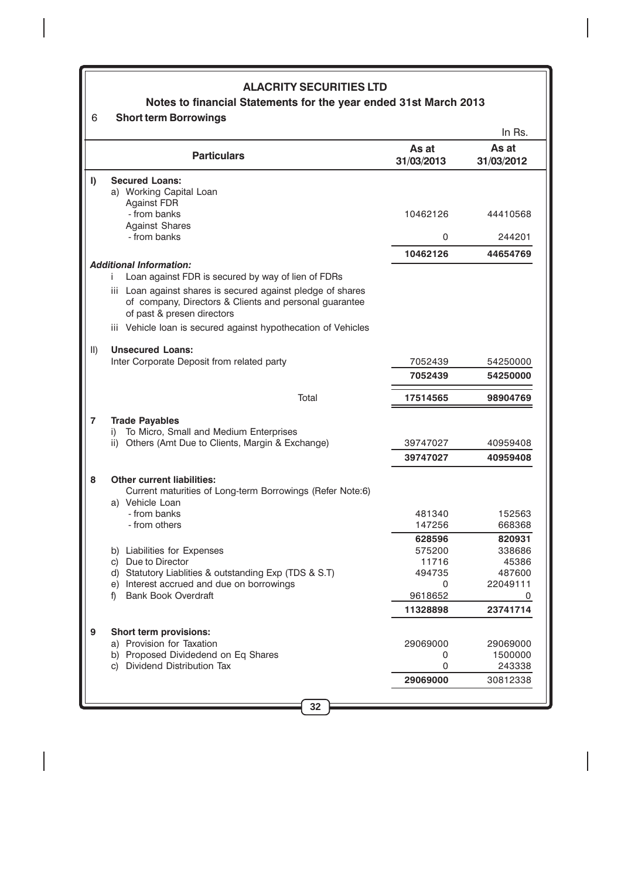# ALACRITY SECURITIES LTD

## Notes to financial Statements for the year ended 31st March 2013

### 6 Short term Borrowings

In Rs.

| | Particulars | As at 31/03/2013 | As at 31/03/2012 |
|---|---|---|---|
| **I)** | **Secured Loans:** | | |
| | a) Working Capital Loan | | |
| | Against FDR | | |
| | - from banks | 10462126 | 44410568 |
| | Against Shares | | |
| | - from banks | 0 | 244201 |
| | | **10462126** | **44654769** |
| | ***Additional Information:*** | | |
| | i Loan against FDR is secured by way of lien of FDRs | | |
| | iii Loan against shares is secured against pledge of shares of company, Directors & Clients and personal guarantee of past & presen directors | | |
| | iii Vehicle loan is secured against hypothecation of Vehicles | | |
| **II)** | **Unsecured Loans:** | | |
| | Inter Corporate Deposit from related party | 7052439 | 54250000 |
| | | **7052439** | **54250000** |
| | Total | **17514565** | **98904769** |
| **7** | **Trade Payables** | | |
| | i) To Micro, Small and Medium Enterprises | | |
| | ii) Others (Amt Due to Clients, Margin & Exchange) | 39747027 | 40959408 |
| | | **39747027** | **40959408** |
| **8** | **Other current liabilities:** | | |
| | Current maturities of Long-term Borrowings (Refer Note:6) | | |
| | a) Vehicle Loan | | |
| | - from banks | 481340 | 152563 |
| | - from others | 147256 | 668368 |
| | | **628596** | **820931** |
| | b) Liabilities for Expenses | 575200 | 338686 |
| | c) Due to Director | 11716 | 45386 |
| | d) Statutory Liablities & outstanding Exp (TDS & S.T) | 494735 | 487600 |
| | e) Interest accrued and due on borrowings | 0 | 22049111 |
| | f) Bank Book Overdraft | 9618652 | 0 |
| | | **11328898** | **23741714** |
| **9** | **Short term provisions:** | | |
| | a) Provision for Taxation | 29069000 | 29069000 |
| | b) Proposed Dividedend on Eq Shares | 0 | 1500000 |
| | c) Dividend Distribution Tax | 0 | 243338 |
| | | **29069000** | 30812338 |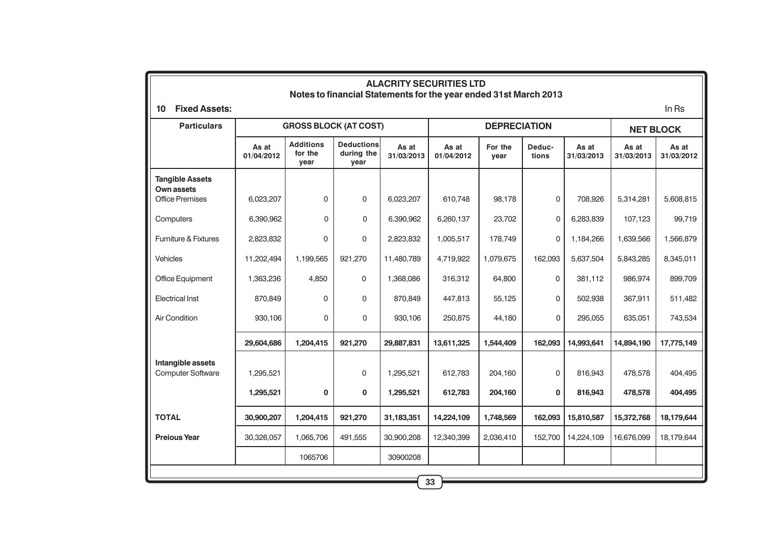**ALACRITY SECURITIES LTD**

**Notes to financial Statements for the year ended 31st March 2013**

**10 Fixed Assets:** In Rs

| Particulars | GROSS BLOCK (AT COST) | | | | DEPRECIATION | | | | NET BLOCK | |
|---|---|---|---|---|---|---|---|---|---|---|
| | As at 01/04/2012 | Additions for the year | Deductions during the year | As at 31/03/2013 | As at 01/04/2012 | For the year | Deduc-tions | As at 31/03/2013 | As at 31/03/2013 | As at 31/03/2012 |
| **Tangible Assets** | | | | | | | | | | |
| **Own assets** | | | | | | | | | | |
| Office Premises | 6,023,207 | 0 | 0 | 6,023,207 | 610,748 | 98,178 | 0 | 708,926 | 5,314,281 | 5,608,815 |
| Computers | 6,390,962 | 0 | 0 | 6,390,962 | 6,260,137 | 23,702 | 0 | 6,283,839 | 107,123 | 99,719 |
| Furniture & Fixtures | 2,823,832 | 0 | 0 | 2,823,832 | 1,005,517 | 178,749 | 0 | 1,184,266 | 1,639,566 | 1,566,879 |
| Vehicles | 11,202,494 | 1,199,565 | 921,270 | 11,480,789 | 4,719,922 | 1,079,675 | 162,093 | 5,637,504 | 5,843,285 | 8,345,011 |
| Office Equipment | 1,363,236 | 4,850 | 0 | 1,368,086 | 316,312 | 64,800 | 0 | 381,112 | 986,974 | 899,709 |
| Electrical Inst | 870,849 | 0 | 0 | 870,849 | 447,813 | 55,125 | 0 | 502,938 | 367,911 | 511,482 |
| Air Condition | 930,106 | 0 | 0 | 930,106 | 250,875 | 44,180 | 0 | 295,055 | 635,051 | 743,534 |
| | **29,604,686** | **1,204,415** | **921,270** | **29,887,831** | **13,611,325** | **1,544,409** | **162,093** | **14,993,641** | **14,894,190** | **17,775,149** |
| **Intangible assets** | | | | | | | | | | |
| Computer Software | 1,295,521 | | 0 | 1,295,521 | 612,783 | 204,160 | 0 | 816,943 | 478,578 | 404,495 |
| | **1,295,521** | **0** | **0** | **1,295,521** | **612,783** | **204,160** | **0** | **816,943** | **478,578** | **404,495** |
| **TOTAL** | **30,900,207** | **1,204,415** | **921,270** | **31,183,351** | **14,224,109** | **1,748,569** | **162,093** | **15,810,587** | **15,372,768** | **18,179,644** |
| **Preious Year** | 30,326,057 | 1,065,706 | 491,555 | 30,900,208 | 12,340,399 | 2,036,410 | 152,700 | 14,224,109 | 16,676,099 | 18,179,644 |
| | | 1065706 | | 30900208 | | | | | | |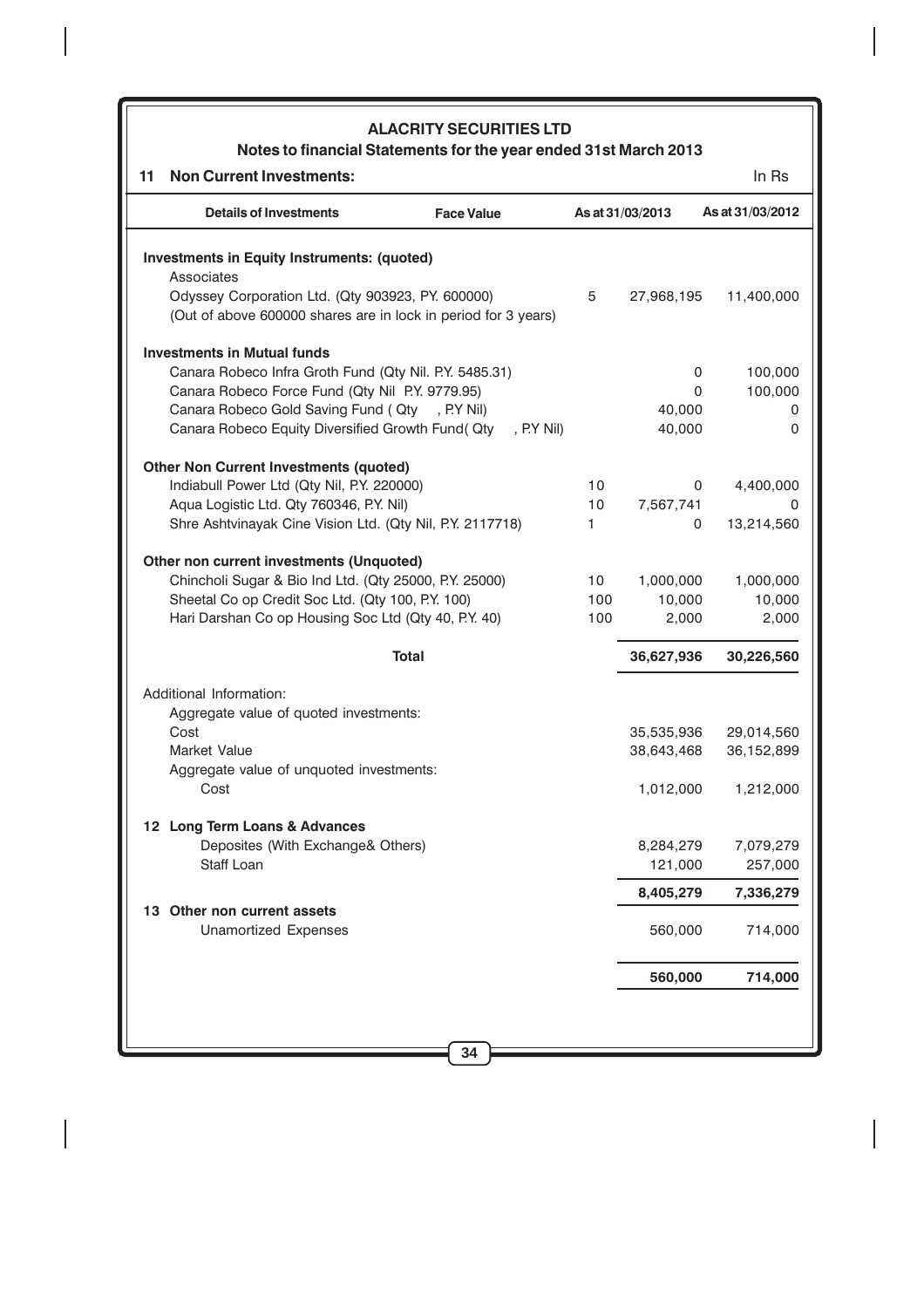# ALACRITY SECURITIES LTD

## Notes to financial Statements for the year ended 31st March 2013

### 11 Non Current Investments:

In Rs

| Details of Investments | Face Value | As at 31/03/2013 | As at 31/03/2012 |
|---|---|---|---|
| **Investments in Equity Instruments: (quoted)** | | | |
| Associates | | | |
| Odyssey Corporation Ltd. (Qty 903923, P.Y. 600000) | 5 | 27,968,195 | 11,400,000 |
| (Out of above 600000 shares are in lock in period for 3 years) | | | |
| **Investments in Mutual funds** | | | |
| Canara Robeco Infra Groth Fund (Qty Nil. P.Y. 5485.31) | | 0 | 100,000 |
| Canara Robeco Force Fund (Qty Nil P.Y. 9779.95) | | 0 | 100,000 |
| Canara Robeco Gold Saving Fund ( Qty , P.Y Nil) | | 40,000 | 0 |
| Canara Robeco Equity Diversified Growth Fund( Qty , P.Y Nil) | | 40,000 | 0 |
| **Other Non Current Investments (quoted)** | | | |
| Indiabull Power Ltd (Qty Nil, P.Y. 220000) | 10 | 0 | 4,400,000 |
| Aqua Logistic Ltd. Qty 760346, P.Y. Nil) | 10 | 7,567,741 | 0 |
| Shre Ashtvinayak Cine Vision Ltd. (Qty Nil, P.Y. 2117718) | 1 | 0 | 13,214,560 |
| **Other non current investments (Unquoted)** | | | |
| Chincholi Sugar & Bio Ind Ltd. (Qty 25000, P.Y. 25000) | 10 | 1,000,000 | 1,000,000 |
| Sheetal Co op Credit Soc Ltd. (Qty 100, P.Y. 100) | 100 | 10,000 | 10,000 |
| Hari Darshan Co op Housing Soc Ltd (Qty 40, P.Y. 40) | 100 | 2,000 | 2,000 |
| **Total** | | **36,627,936** | **30,226,560** |
| Additional Information: | | | |
| Aggregate value of quoted investments: | | | |
| Cost | | 35,535,936 | 29,014,560 |
| Market Value | | 38,643,468 | 36,152,899 |
| Aggregate value of unquoted investments: | | | |
| Cost | | 1,012,000 | 1,212,000 |

### 12 Long Term Loans & Advances

| | As at 31/03/2013 | As at 31/03/2012 |
|---|---|---|
| Deposites (With Exchange& Others) | 8,284,279 | 7,079,279 |
| Staff Loan | 121,000 | 257,000 |
| | **8,405,279** | **7,336,279** |

### 13 Other non current assets

| | As at 31/03/2013 | As at 31/03/2012 |
|---|---|---|
| Unamortized Expenses | 560,000 | 714,000 |
| | **560,000** | **714,000** |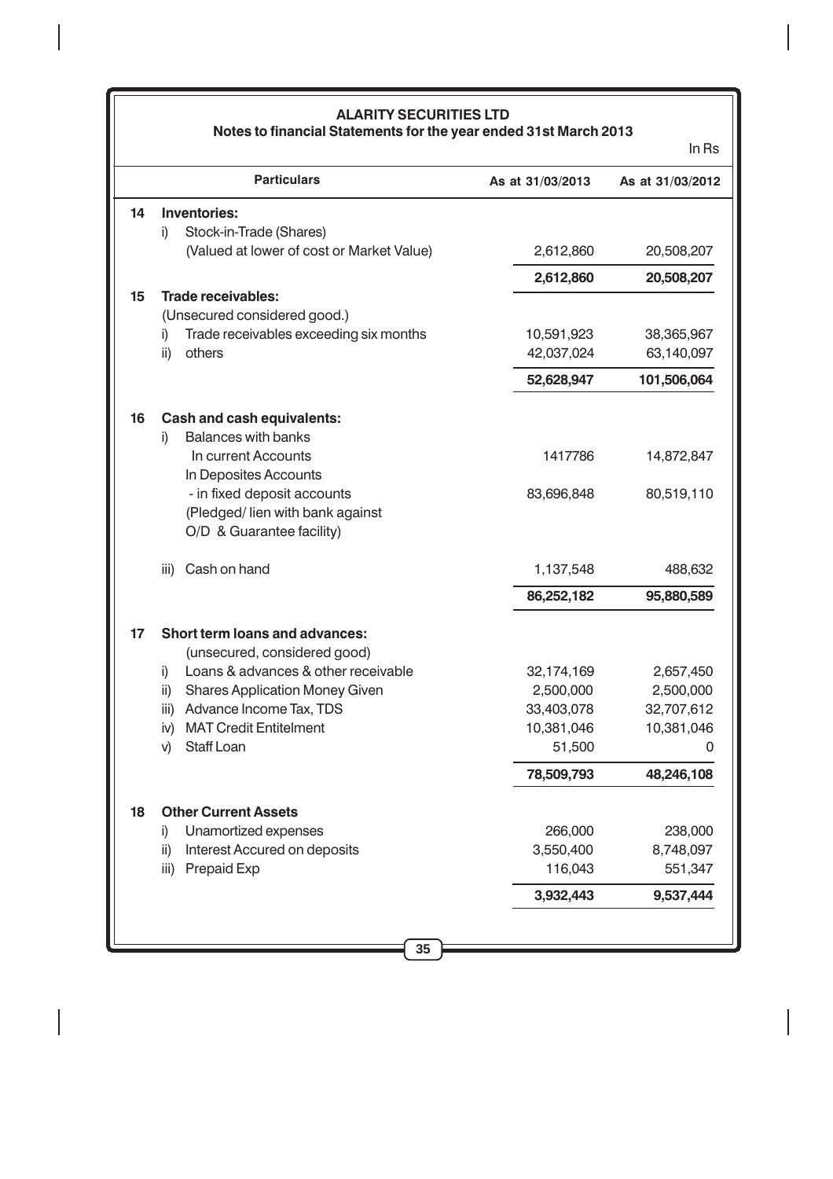**ALARITY SECURITIES LTD**
**Notes to financial Statements for the year ended 31st March 2013**

In Rs

| | Particulars | As at 31/03/2013 | As at 31/03/2012 |
|---|---|---|---|
| **14** | **Inventories:** | | |
| | i) Stock-in-Trade (Shares) | | |
| | (Valued at lower of cost or Market Value) | 2,612,860 | 20,508,207 |
| | | **2,612,860** | **20,508,207** |
| **15** | **Trade receivables:** | | |
| | (Unsecured considered good.) | | |
| | i) Trade receivables exceeding six months | 10,591,923 | 38,365,967 |
| | ii) others | 42,037,024 | 63,140,097 |
| | | **52,628,947** | **101,506,064** |
| **16** | **Cash and cash equivalents:** | | |
| | i) Balances with banks | | |
| | In current Accounts | 1417786 | 14,872,847 |
| | In Deposites Accounts | | |
| | - in fixed deposit accounts (Pledged/ lien with bank against O/D & Guarantee facility) | 83,696,848 | 80,519,110 |
| | iii) Cash on hand | 1,137,548 | 488,632 |
| | | **86,252,182** | **95,880,589** |
| **17** | **Short term loans and advances:** | | |
| | (unsecured, considered good) | | |
| | i) Loans & advances & other receivable | 32,174,169 | 2,657,450 |
| | ii) Shares Application Money Given | 2,500,000 | 2,500,000 |
| | iii) Advance Income Tax, TDS | 33,403,078 | 32,707,612 |
| | iv) MAT Credit Entitelment | 10,381,046 | 10,381,046 |
| | v) Staff Loan | 51,500 | 0 |
| | | **78,509,793** | **48,246,108** |
| **18** | **Other Current Assets** | | |
| | i) Unamortized expenses | 266,000 | 238,000 |
| | ii) Interest Accured on deposits | 3,550,400 | 8,748,097 |
| | iii) Prepaid Exp | 116,043 | 551,347 |
| | | **3,932,443** | **9,537,444** |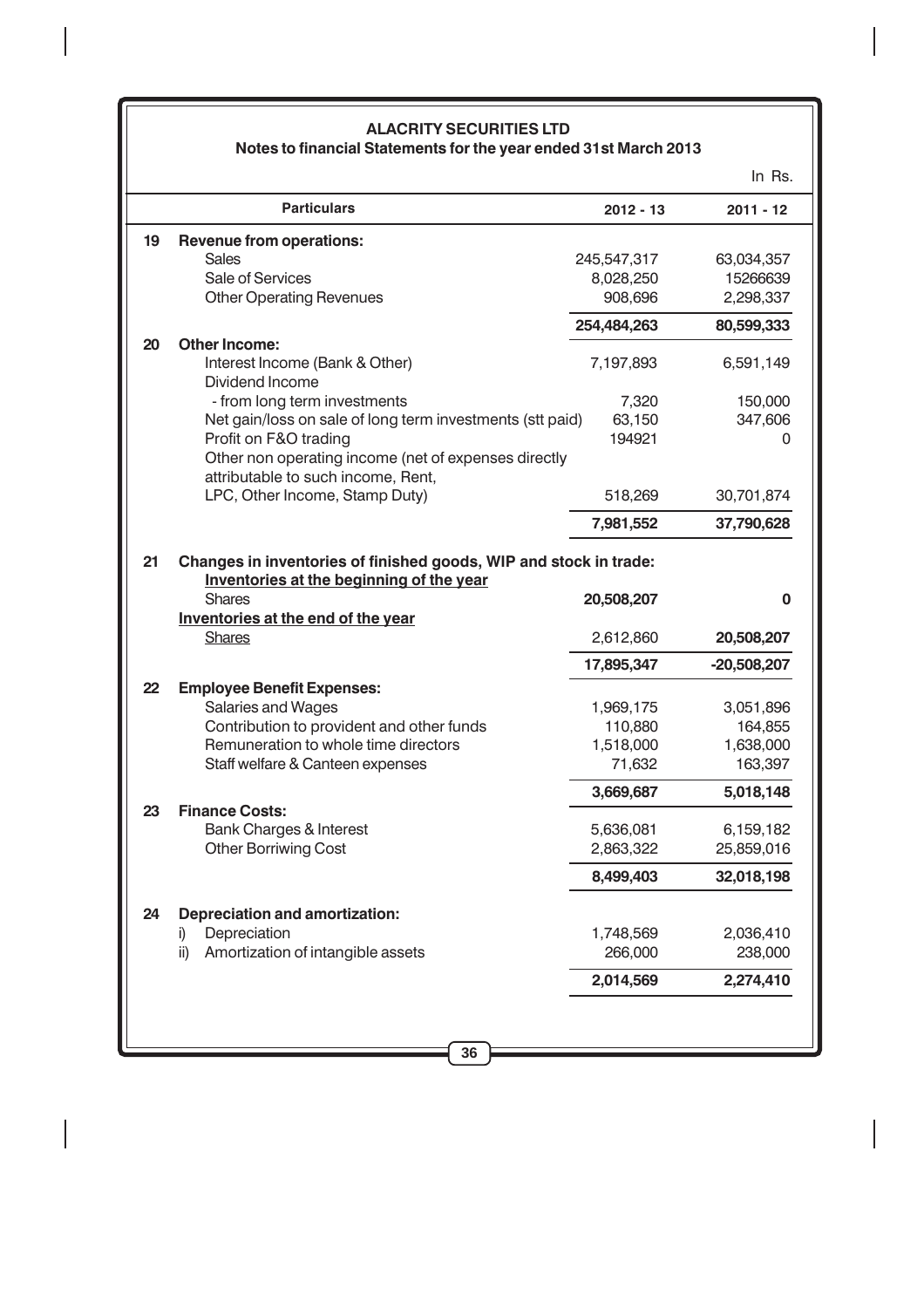## ALACRITY SECURITIES LTD

### Notes to financial Statements for the year ended 31st March 2013

In Rs.

| | Particulars | 2012 - 13 | 2011 - 12 |
|---|---|---|---|
| **19** | **Revenue from operations:** | | |
| | Sales | 245,547,317 | 63,034,357 |
| | Sale of Services | 8,028,250 | 15266639 |
| | Other Operating Revenues | 908,696 | 2,298,337 |
| | | **254,484,263** | **80,599,333** |
| **20** | **Other Income:** | | |
| | Interest Income (Bank & Other) | 7,197,893 | 6,591,149 |
| | Dividend Income | | |
| | - from long term investments | 7,320 | 150,000 |
| | Net gain/loss on sale of long term investments (stt paid) | 63,150 | 347,606 |
| | Profit on F&O trading | 194921 | 0 |
| | Other non operating income (net of expenses directly attributable to such income, Rent, LPC, Other Income, Stamp Duty) | 518,269 | 30,701,874 |
| | | **7,981,552** | **37,790,628** |
| **21** | **Changes in inventories of finished goods, WIP and stock in trade:** | | |
| | **Inventories at the beginning of the year** | | |
| | Shares | **20,508,207** | **0** |
| | **Inventories at the end of the year** | | |
| | Shares | 2,612,860 | **20,508,207** |
| | | **17,895,347** | **-20,508,207** |
| **22** | **Employee Benefit Expenses:** | | |
| | Salaries and Wages | 1,969,175 | 3,051,896 |
| | Contribution to provident and other funds | 110,880 | 164,855 |
| | Remuneration to whole time directors | 1,518,000 | 1,638,000 |
| | Staff welfare & Canteen expenses | 71,632 | 163,397 |
| | | **3,669,687** | **5,018,148** |
| **23** | **Finance Costs:** | | |
| | Bank Charges & Interest | 5,636,081 | 6,159,182 |
| | Other Borriwing Cost | 2,863,322 | 25,859,016 |
| | | **8,499,403** | **32,018,198** |
| **24** | **Depreciation and amortization:** | | |
| | i) Depreciation | 1,748,569 | 2,036,410 |
| | ii) Amortization of intangible assets | 266,000 | 238,000 |
| | | **2,014,569** | **2,274,410** |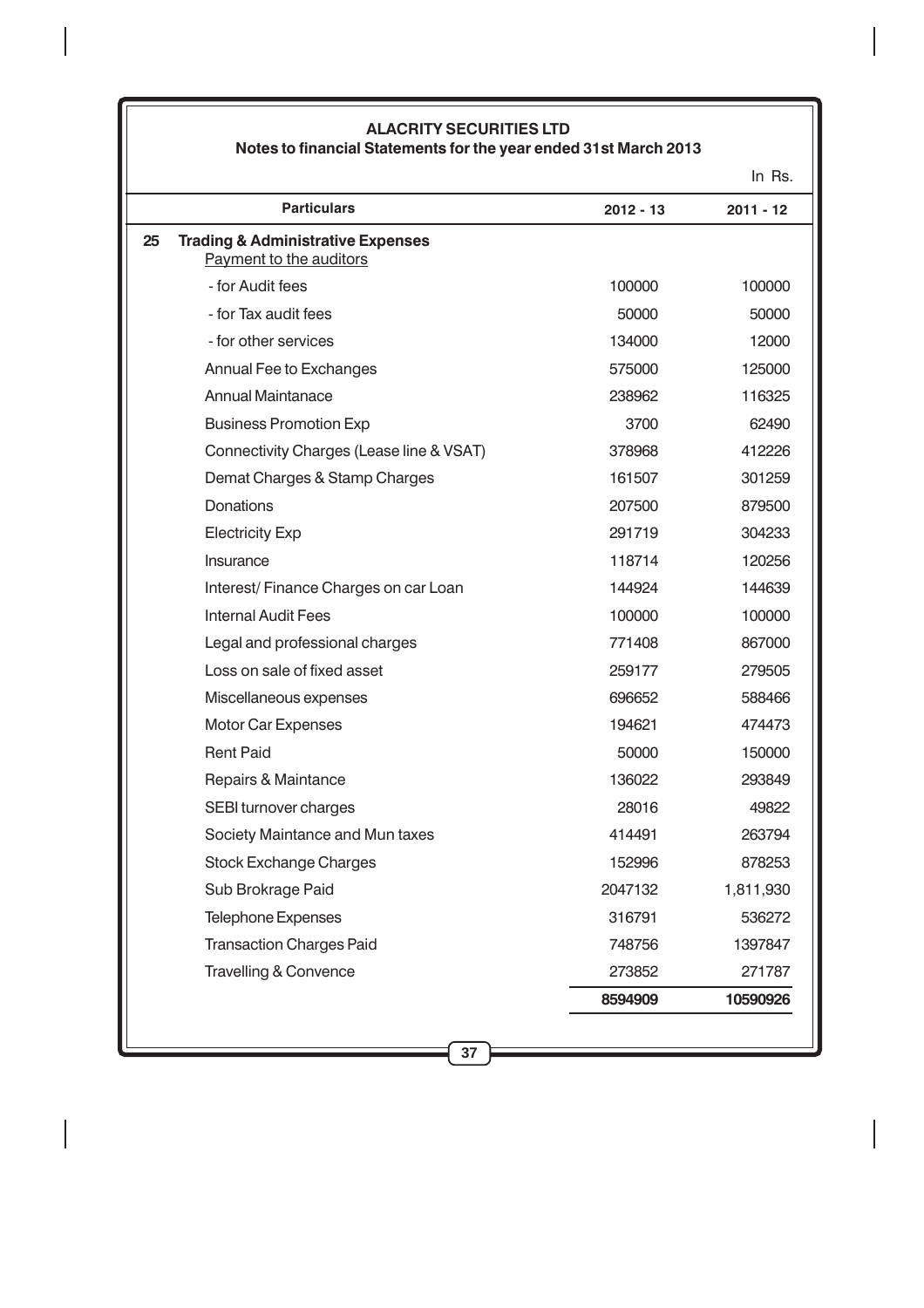**ALACRITY SECURITIES LTD**

**Notes to financial Statements for the year ended 31st March 2013**

In Rs.

| | Particulars | 2012 - 13 | 2011 - 12 |
|---|---|---|---|
| **25** | **Trading & Administrative Expenses** | | |
| | Payment to the auditors | | |
| | - for Audit fees | 100000 | 100000 |
| | - for Tax audit fees | 50000 | 50000 |
| | - for other services | 134000 | 12000 |
| | Annual Fee to Exchanges | 575000 | 125000 |
| | Annual Maintanace | 238962 | 116325 |
| | Business Promotion Exp | 3700 | 62490 |
| | Connectivity Charges (Lease line & VSAT) | 378968 | 412226 |
| | Demat Charges & Stamp Charges | 161507 | 301259 |
| | Donations | 207500 | 879500 |
| | Electricity Exp | 291719 | 304233 |
| | Insurance | 118714 | 120256 |
| | Interest/ Finance Charges on car Loan | 144924 | 144639 |
| | Internal Audit Fees | 100000 | 100000 |
| | Legal and professional charges | 771408 | 867000 |
| | Loss on sale of fixed asset | 259177 | 279505 |
| | Miscellaneous expenses | 696652 | 588466 |
| | Motor Car Expenses | 194621 | 474473 |
| | Rent Paid | 50000 | 150000 |
| | Repairs & Maintance | 136022 | 293849 |
| | SEBI turnover charges | 28016 | 49822 |
| | Society Maintance and Mun taxes | 414491 | 263794 |
| | Stock Exchange Charges | 152996 | 878253 |
| | Sub Brokrage Paid | 2047132 | 1,811,930 |
| | Telephone Expenses | 316791 | 536272 |
| | Transaction Charges Paid | 748756 | 1397847 |
| | Travelling & Convence | 273852 | 271787 |
| | | **8594909** | **10590926** |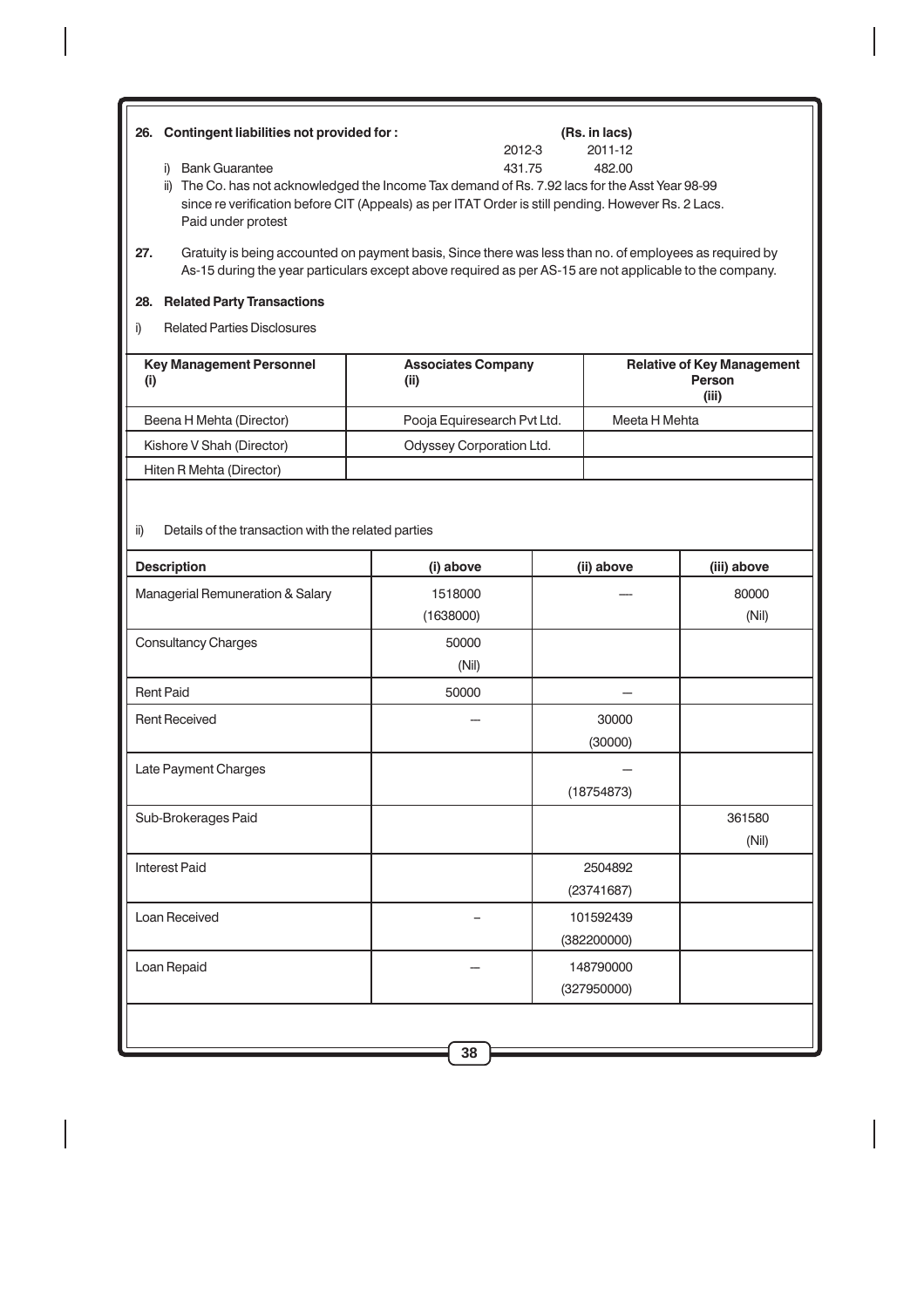**26. Contingent liabilities not provided for :**

| | 2012-3 | 2011-12 |
|---|---|---|
| | | **(Rs. in lacs)** |
| i) Bank Guarantee | 431.75 | 482.00 |

ii) The Co. has not acknowledged the Income Tax demand of Rs. 7.92 lacs for the Asst Year 98-99 since re verification before CIT (Appeals) as per ITAT Order is still pending. However Rs. 2 Lacs. Paid under protest

**27.** Gratuity is being accounted on payment basis, Since there was less than no. of employees as required by As-15 during the year particulars except above required as per AS-15 are not applicable to the company.

**28. Related Party Transactions**

i) Related Parties Disclosures

| Key Management Personnel (i) | Associates Company (ii) | Relative of Key Management Person (iii) |
|---|---|---|
| Beena H Mehta (Director) | Pooja Equiresearch Pvt Ltd. | Meeta H Mehta |
| Kishore V Shah (Director) | Odyssey Corporation Ltd. | |
| Hiten R Mehta (Director) | | |

ii) Details of the transaction with the related parties

| Description | (i) above | (ii) above | (iii) above |
|---|---|---|---|
| Managerial Remuneration & Salary | 1518000<br>(1638000) | --- | 80000<br>(Nil) |
| Consultancy Charges | 50000<br>(Nil) | | |
| Rent Paid | 50000 | – | |
| Rent Received | --- | 30000<br>(30000) | |
| Late Payment Charges | | –<br>(18754873) | |
| Sub-Brokerages Paid | | | 361580<br>(Nil) |
| Interest Paid | | 2504892<br>(23741687) | |
| Loan Received | – | 101592439<br>(382200000) | |
| Loan Repaid | --- | 148790000<br>(327950000) | |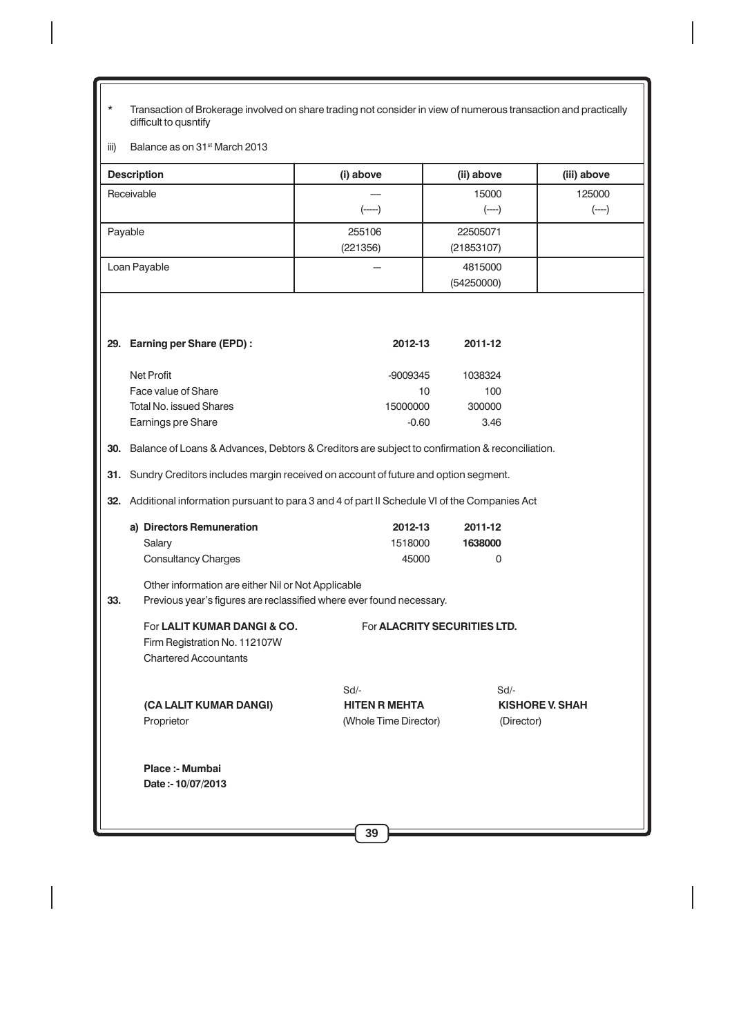\* Transaction of Brokerage involved on share trading not consider in view of numerous transaction and practically difficult to qusntify

iii) Balance as on 31st March 2013

| Description | (i) above | (ii) above | (iii) above |
|---|---|---|---|
| Receivable | —<br>(-----) | 15000<br>(----) | 125000<br>(----) |
| Payable | 255106<br>(221356) | 22505071<br>(21853107) | |
| Loan Payable | — | 4815000<br>(54250000) | |

**29. Earning per Share (EPD) :**

| | 2012-13 | 2011-12 |
|---|---|---|
| Net Profit | -9009345 | 1038324 |
| Face value of Share | 10 | 100 |
| Total No. issued Shares | 15000000 | 300000 |
| Earnings pre Share | -0.60 | 3.46 |

**30.** Balance of Loans & Advances, Debtors & Creditors are subject to confirmation & reconciliation.

**31.** Sundry Creditors includes margin received on account of future and option segment.

**32.** Additional information pursuant to para 3 and 4 of part II Schedule VI of the Companies Act

| a) Directors Remuneration | 2012-13 | 2011-12 |
|---|---|---|
| Salary | 1518000 | **1638000** |
| Consultancy Charges | 45000 | 0 |

Other information are either Nil or Not Applicable

**33.** Previous year's figures are reclassified where ever found necessary.

For **LALIT KUMAR DANGI & CO.**
Firm Registration No. 112107W
Chartered Accountants

**(CA LALIT KUMAR DANGI)**
Proprietor

For **ALACRITY SECURITIES LTD.**

Sd/-
**HITEN R MEHTA**
(Whole Time Director)

Sd/-
**KISHORE V. SHAH**
(Director)

**Place :- Mumbai**
**Date :- 10/07/2013**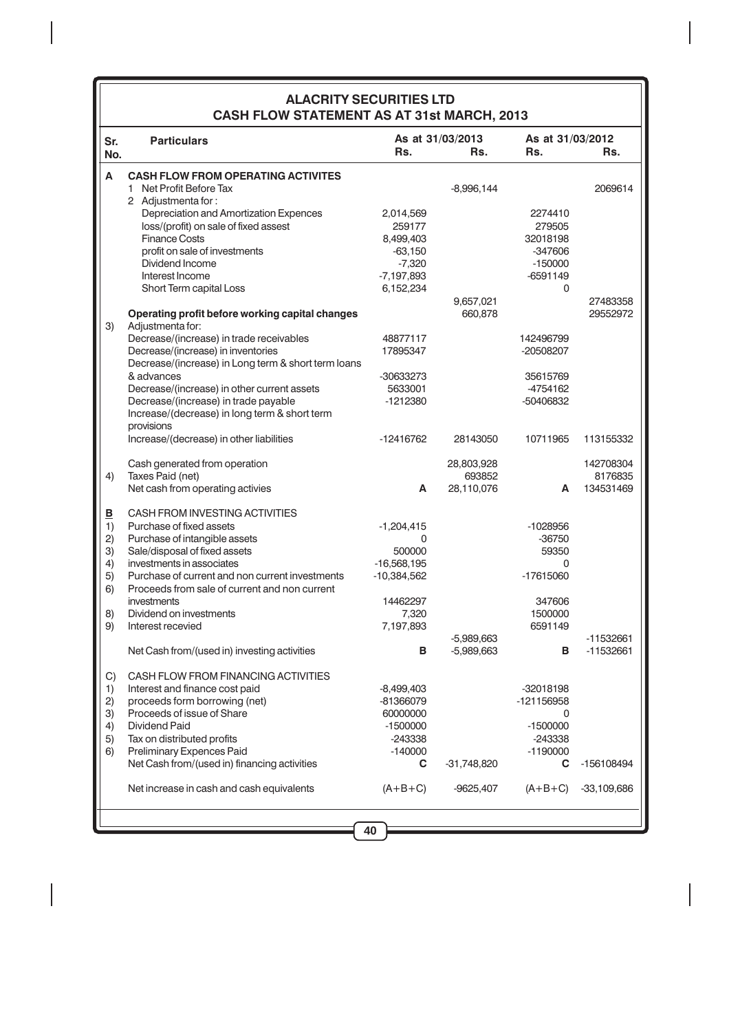# ALACRITY SECURITIES LTD
## CASH FLOW STATEMENT AS AT 31st MARCH, 2013

| Sr. No. | Particulars | As at 31/03/2013 Rs. | Rs. | As at 31/03/2012 Rs. | Rs. |
|---|---|---|---|---|---|
| **A** | **CASH FLOW FROM OPERATING ACTIVITES** | | | | |
| | 1 Net Profit Before Tax | | -8,996,144 | | 2069614 |
| | 2 Adjustmenta for : | | | | |
| | Depreciation and Amortization Expences | 2,014,569 | | 2274410 | |
| | loss/(profit) on sale of fixed assest | 259177 | | 279505 | |
| | Finance Costs | 8,499,403 | | 32018198 | |
| | profit on sale of investments | -63,150 | | -347606 | |
| | Dividend Income | -7,320 | | -150000 | |
| | Interest Income | -7,197,893 | | -6591149 | |
| | Short Term capital Loss | 6,152,234 | | 0 | |
| | | | 9,657,021 | | 27483358 |
| | **Operating profit before working capital changes** | | 660,878 | | 29552972 |
| 3) | Adjustmenta for: | | | | |
| | Decrease/(increase) in trade receivables | 48877117 | | 142496799 | |
| | Decrease/(increase) in inventories | 17895347 | | -20508207 | |
| | Decrease/(increase) in Long term & short term loans & advances | -30633273 | | 35615769 | |
| | Decrease/(increase) in other current assets | 5633001 | | -4754162 | |
| | Decrease/(increase) in trade payable | -1212380 | | -50406832 | |
| | Increase/(decrease) in long term & short term provisions | | | | |
| | Increase/(decrease) in other liabilities | -12416762 | 28143050 | 10711965 | 113155332 |
| | Cash generated from operation | | 28,803,928 | | 142708304 |
| 4) | Taxes Paid (net) | | 693852 | | 8176835 |
| | Net cash from operating activies | **A** | 28,110,076 | **A** | 134531469 |
| **B** | CASH FROM INVESTING ACTIVITIES | | | | |
| 1) | Purchase of fixed assets | -1,204,415 | | -1028956 | |
| 2) | Purchase of intangible assets | 0 | | -36750 | |
| 3) | Sale/disposal of fixed assets | 500000 | | 59350 | |
| 4) | investments in associates | -16,568,195 | | 0 | |
| 5) | Purchase of current and non current investments | -10,384,562 | | -17615060 | |
| 6) | Proceeds from sale of current and non current investments | 14462297 | | 347606 | |
| 8) | Dividend on investments | 7,320 | | 1500000 | |
| 9) | Interest recevied | 7,197,893 | | 6591149 | |
| | | | -5,989,663 | | -11532661 |
| | Net Cash from/(used in) investing activities | **B** | -5,989,663 | **B** | -11532661 |
| C) | CASH FLOW FROM FINANCING ACTIVITIES | | | | |
| 1) | Interest and finance cost paid | -8,499,403 | | -32018198 | |
| 2) | proceeds form borrowing (net) | -81366079 | | -121156958 | |
| 3) | Proceeds of issue of Share | 60000000 | | 0 | |
| 4) | Dividend Paid | -1500000 | | -1500000 | |
| 5) | Tax on distributed profits | -243338 | | -243338 | |
| 6) | Preliminary Expences Paid | -140000 | | -1190000 | |
| | Net Cash from/(used in) financing activities | **C** | -31,748,820 | **C** | -156108494 |
| | Net increase in cash and cash equivalents | (A+B+C) | -9625,407 | (A+B+C) | -33,109,686 |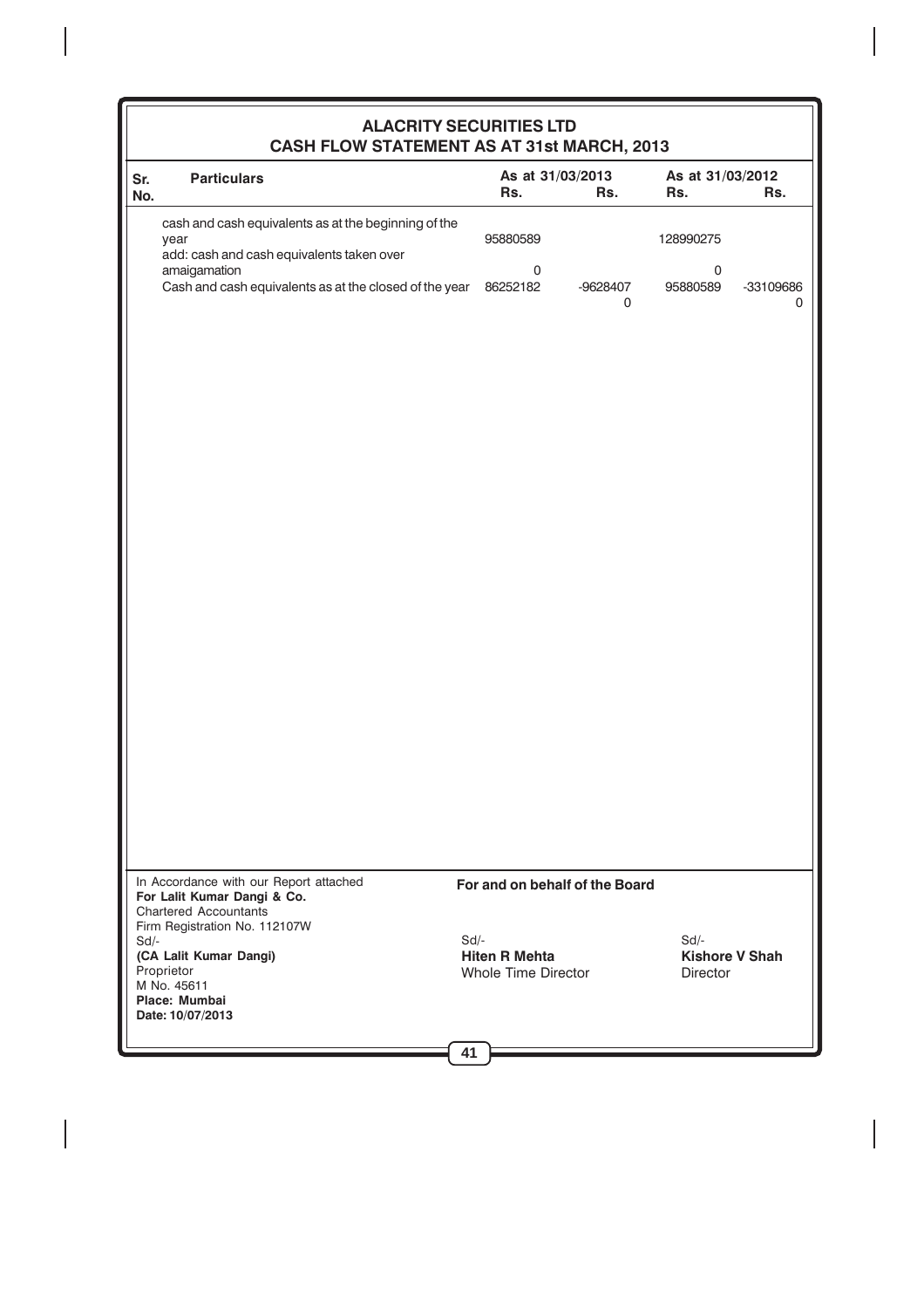# ALACRITY SECURITIES LTD
## CASH FLOW STATEMENT AS AT 31st MARCH, 2013

| Sr. No. | Particulars | As at 31/03/2013 Rs. | Rs. | As at 31/03/2012 Rs. | Rs. |
|---|---|---|---|---|---|
| | cash and cash equivalents as at the beginning of the year | 95880589 | | 128990275 | |
| | add: cash and cash equivalents taken over amaigamation | 0 | | 0 | |
| | Cash and cash equivalents as at the closed of the year | 86252182 | -9628407<br>0 | 95880589 | -33109686<br>0 |

In Accordance with our Report attached
**For Lalit Kumar Dangi & Co.**
Chartered Accountants
Firm Registration No. 112107W
Sd/-
**(CA Lalit Kumar Dangi)**
Proprietor
M No. 45611
**Place: Mumbai**
**Date: 10/07/2013**

**For and on behalf of the Board**

Sd/-
**Hiten R Mehta**
Whole Time Director

Sd/-
**Kishore V Shah**
Director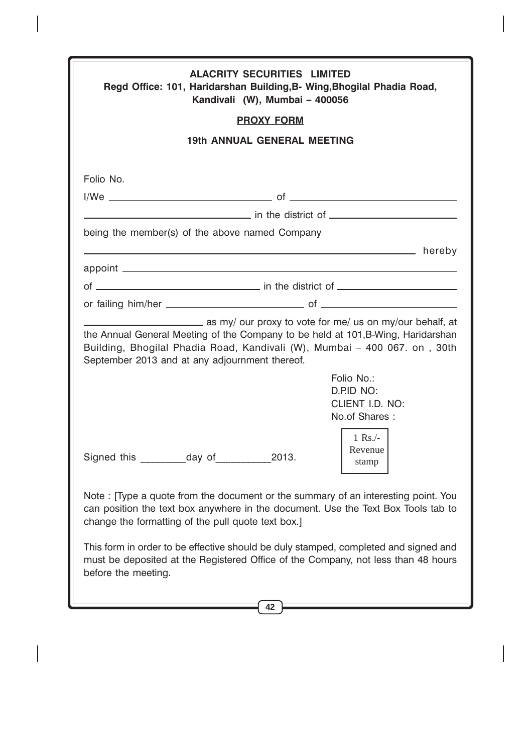**ALACRITY SECURITIES LIMITED**

**Regd Office: 101, Haridarshan Building,B- Wing,Bhogilal Phadia Road, Kandivali (W), Mumbai – 400056**

**PROXY FORM**

**19th ANNUAL GENERAL MEETING**

Folio No.

I/We ______________________________ of ______________________________

______________________________ in the district of ______________________________

being the member(s) of the above named Company ______________________________

______________________________ hereby

appoint ______________________________

of ______________________________ in the district of ______________________________

or failing him/her ______________________________ of ______________________________

______________________________ as my/ our proxy to vote for me/ us on my/our behalf, at the Annual General Meeting of the Company to be held at 101,B-Wing, Haridarshan Building, Bhogilal Phadia Road, Kandivali (W), Mumbai – 400 067. on , 30th September 2013 and at any adjournment thereof.

Folio No.:
D.P.ID NO:
CLIENT I.D. NO:
No.of Shares :

Signed this ________day of__________2013.

1 Rs./- Revenue stamp

Note : [Type a quote from the document or the summary of an interesting point. You can position the text box anywhere in the document. Use the Text Box Tools tab to change the formatting of the pull quote text box.]

This form in order to be effective should be duly stamped, completed and signed and must be deposited at the Registered Office of the Company, not less than 48 hours before the meeting.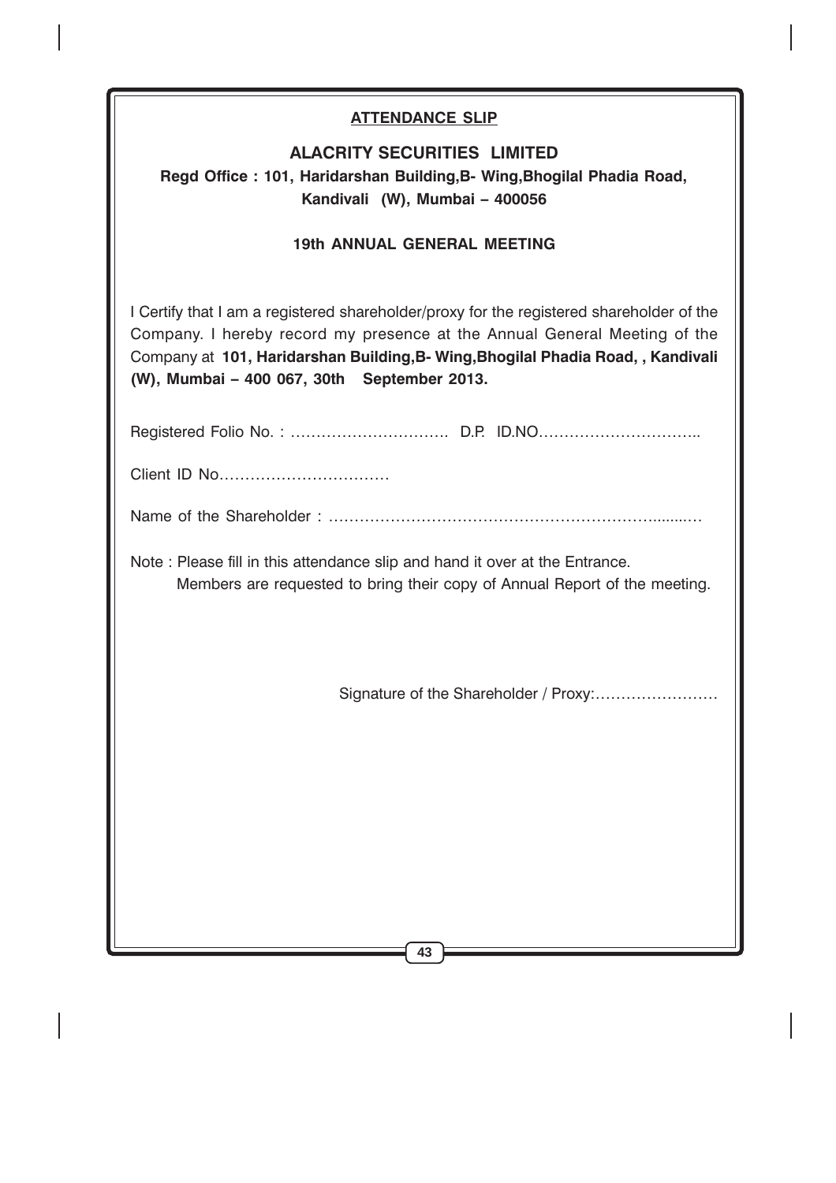## ATTENDANCE SLIP

**ALACRITY SECURITIES LIMITED**

**Regd Office : 101, Haridarshan Building,B- Wing,Bhogilal Phadia Road, Kandivali (W), Mumbai – 400056**

**19th ANNUAL GENERAL MEETING**

I Certify that I am a registered shareholder/proxy for the registered shareholder of the Company. I hereby record my presence at the Annual General Meeting of the Company at **101, Haridarshan Building,B- Wing,Bhogilal Phadia Road, , Kandivali (W), Mumbai – 400 067, 30th September 2013.**

Registered Folio No. : …………………………. D.P. ID.NO…………………………..

Client ID No……………………………

Name of the Shareholder : …………………………………………………………........…

Note : Please fill in this attendance slip and hand it over at the Entrance.
Members are requested to bring their copy of Annual Report of the meeting.

Signature of the Shareholder / Proxy:……………………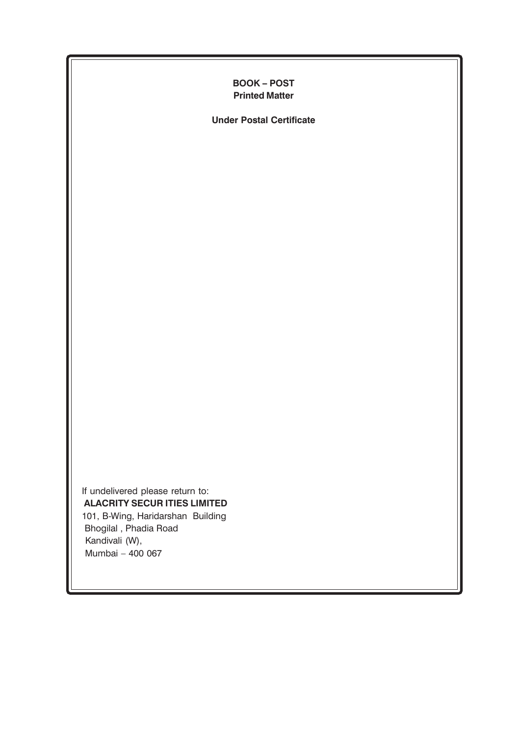**BOOK – POST**
**Printed Matter**

**Under Postal Certificate**

If undelivered please return to:
**ALACRITY SECUR ITIES LIMITED**
101, B-Wing, Haridarshan Building
Bhogilal , Phadia Road
Kandivali (W),
Mumbai – 400 067